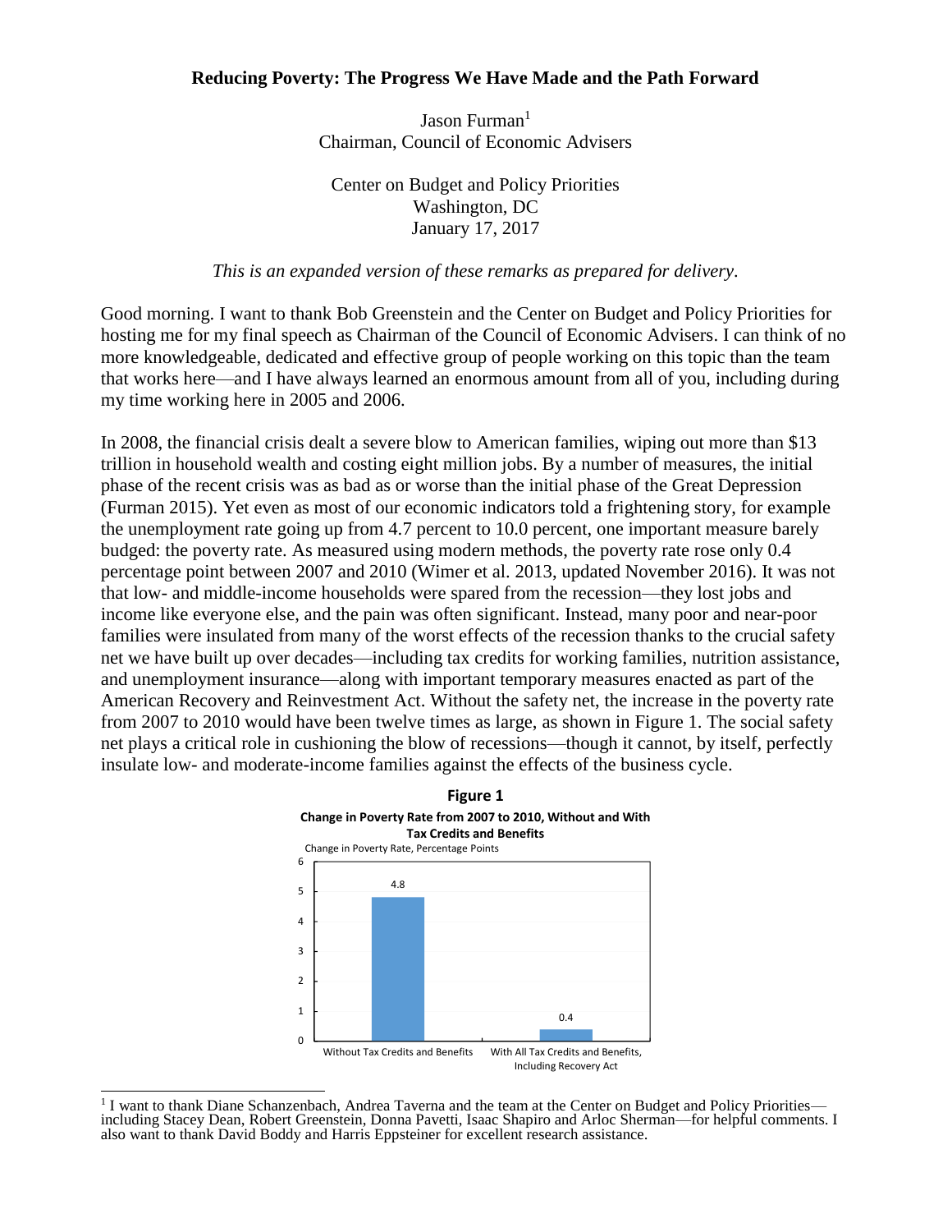# Reducing Poverty: The Progress We Have Made and the Path Forward

Jason Furman[1]
Chairman, Council of Economic Advisers

Center on Budget and Policy Priorities
Washington, DC
January 17, 2017

*This is an expanded version of these remarks as prepared for delivery.*

Good morning. I want to thank Bob Greenstein and the Center on Budget and Policy Priorities for hosting me for my final speech as Chairman of the Council of Economic Advisers. I can think of no more knowledgeable, dedicated and effective group of people working on this topic than the team that works here—and I have always learned an enormous amount from all of you, including during my time working here in 2005 and 2006.

In 2008, the financial crisis dealt a severe blow to American families, wiping out more than $13 trillion in household wealth and costing eight million jobs. By a number of measures, the initial phase of the recent crisis was as bad as or worse than the initial phase of the Great Depression (Furman 2015). Yet even as most of our economic indicators told a frightening story, for example the unemployment rate going up from 4.7 percent to 10.0 percent, one important measure barely budged: the poverty rate. As measured using modern methods, the poverty rate rose only 0.4 percentage point between 2007 and 2010 (Wimer et al. 2013, updated November 2016). It was not that low- and middle-income households were spared from the recession—they lost jobs and income like everyone else, and the pain was often significant. Instead, many poor and near-poor families were insulated from many of the worst effects of the recession thanks to the crucial safety net we have built up over decades—including tax credits for working families, nutrition assistance, and unemployment insurance—along with important temporary measures enacted as part of the American Recovery and Reinvestment Act. Without the safety net, the increase in the poverty rate from 2007 to 2010 would have been twelve times as large, as shown in Figure 1. The social safety net plays a critical role in cushioning the blow of recessions—though it cannot, by itself, perfectly insulate low- and moderate-income families against the effects of the business cycle.

**Figure 1**
**Change in Poverty Rate from 2007 to 2010, Without and With Tax Credits and Benefits**

| | Change in Poverty Rate, Percentage Points |
|---|---|
| Without Tax Credits and Benefits | 4.8 |
| With All Tax Credits and Benefits, Including Recovery Act | 0.4 |

[1] I want to thank Diane Schanzenbach, Andrea Taverna and the team at the Center on Budget and Policy Priorities—including Stacey Dean, Robert Greenstein, Donna Pavetti, Isaac Shapiro and Arloc Sherman—for helpful comments. I also want to thank David Boddy and Harris Eppsteiner for excellent research assistance.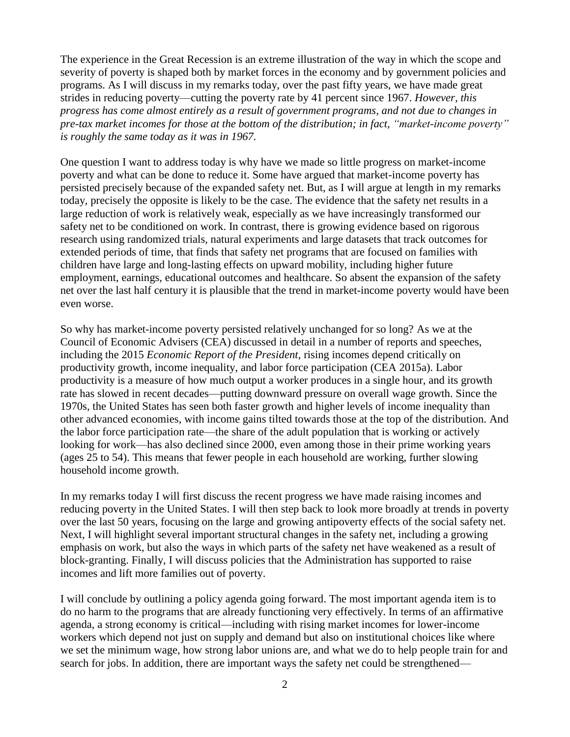The experience in the Great Recession is an extreme illustration of the way in which the scope and severity of poverty is shaped both by market forces in the economy and by government policies and programs. As I will discuss in my remarks today, over the past fifty years, we have made great strides in reducing poverty—cutting the poverty rate by 41 percent since 1967. *However, this progress has come almost entirely as a result of government programs, and not due to changes in pre-tax market incomes for those at the bottom of the distribution; in fact, "market-income poverty" is roughly the same today as it was in 1967.*

One question I want to address today is why have we made so little progress on market-income poverty and what can be done to reduce it. Some have argued that market-income poverty has persisted precisely because of the expanded safety net. But, as I will argue at length in my remarks today, precisely the opposite is likely to be the case. The evidence that the safety net results in a large reduction of work is relatively weak, especially as we have increasingly transformed our safety net to be conditioned on work. In contrast, there is growing evidence based on rigorous research using randomized trials, natural experiments and large datasets that track outcomes for extended periods of time, that finds that safety net programs that are focused on families with children have large and long-lasting effects on upward mobility, including higher future employment, earnings, educational outcomes and healthcare. So absent the expansion of the safety net over the last half century it is plausible that the trend in market-income poverty would have been even worse.

So why has market-income poverty persisted relatively unchanged for so long? As we at the Council of Economic Advisers (CEA) discussed in detail in a number of reports and speeches, including the 2015 *Economic Report of the President*, rising incomes depend critically on productivity growth, income inequality, and labor force participation (CEA 2015a). Labor productivity is a measure of how much output a worker produces in a single hour, and its growth rate has slowed in recent decades—putting downward pressure on overall wage growth. Since the 1970s, the United States has seen both faster growth and higher levels of income inequality than other advanced economies, with income gains tilted towards those at the top of the distribution. And the labor force participation rate—the share of the adult population that is working or actively looking for work—has also declined since 2000, even among those in their prime working years (ages 25 to 54). This means that fewer people in each household are working, further slowing household income growth.

In my remarks today I will first discuss the recent progress we have made raising incomes and reducing poverty in the United States. I will then step back to look more broadly at trends in poverty over the last 50 years, focusing on the large and growing antipoverty effects of the social safety net. Next, I will highlight several important structural changes in the safety net, including a growing emphasis on work, but also the ways in which parts of the safety net have weakened as a result of block-granting. Finally, I will discuss policies that the Administration has supported to raise incomes and lift more families out of poverty.

I will conclude by outlining a policy agenda going forward. The most important agenda item is to do no harm to the programs that are already functioning very effectively. In terms of an affirmative agenda, a strong economy is critical—including with rising market incomes for lower-income workers which depend not just on supply and demand but also on institutional choices like where we set the minimum wage, how strong labor unions are, and what we do to help people train for and search for jobs. In addition, there are important ways the safety net could be strengthened—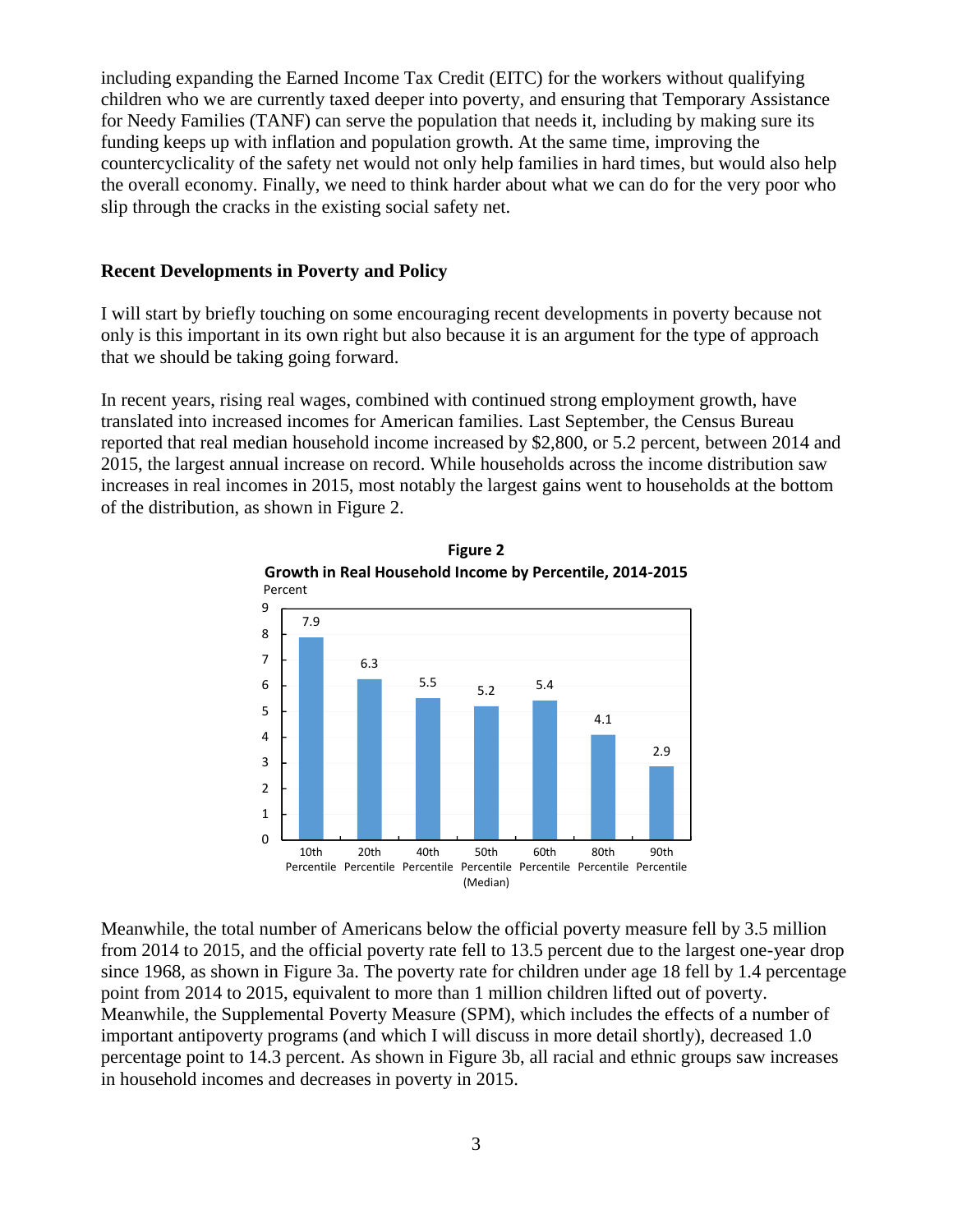including expanding the Earned Income Tax Credit (EITC) for the workers without qualifying children who we are currently taxed deeper into poverty, and ensuring that Temporary Assistance for Needy Families (TANF) can serve the population that needs it, including by making sure its funding keeps up with inflation and population growth. At the same time, improving the countercyclicality of the safety net would not only help families in hard times, but would also help the overall economy. Finally, we need to think harder about what we can do for the very poor who slip through the cracks in the existing social safety net.

## Recent Developments in Poverty and Policy

I will start by briefly touching on some encouraging recent developments in poverty because not only is this important in its own right but also because it is an argument for the type of approach that we should be taking going forward.

In recent years, rising real wages, combined with continued strong employment growth, have translated into increased incomes for American families. Last September, the Census Bureau reported that real median household income increased by $2,800, or 5.2 percent, between 2014 and 2015, the largest annual increase on record. While households across the income distribution saw increases in real incomes in 2015, most notably the largest gains went to households at the bottom of the distribution, as shown in Figure 2.

**Figure 2**
**Growth in Real Household Income by Percentile, 2014-2015**

| Percentile | Percent |
| --- | --- |
| 10th Percentile | 7.9 |
| 20th Percentile | 6.3 |
| 40th Percentile | 5.5 |
| 50th Percentile (Median) | 5.2 |
| 60th Percentile | 5.4 |
| 80th Percentile | 4.1 |
| 90th Percentile | 2.9 |

Meanwhile, the total number of Americans below the official poverty measure fell by 3.5 million from 2014 to 2015, and the official poverty rate fell to 13.5 percent due to the largest one-year drop since 1968, as shown in Figure 3a. The poverty rate for children under age 18 fell by 1.4 percentage point from 2014 to 2015, equivalent to more than 1 million children lifted out of poverty. Meanwhile, the Supplemental Poverty Measure (SPM), which includes the effects of a number of important antipoverty programs (and which I will discuss in more detail shortly), decreased 1.0 percentage point to 14.3 percent. As shown in Figure 3b, all racial and ethnic groups saw increases in household incomes and decreases in poverty in 2015.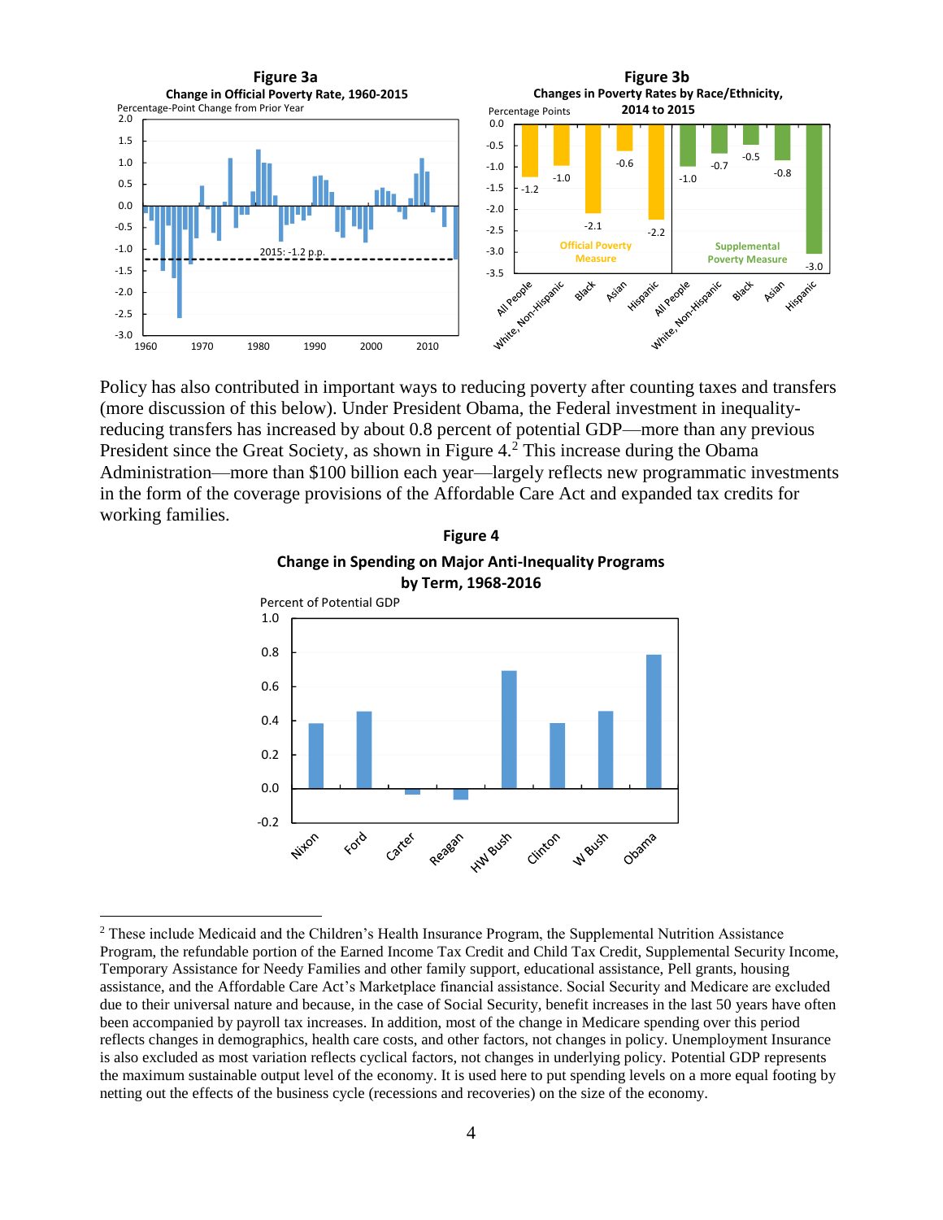**Figure 3a**

**Change in Official Poverty Rate, 1960-2015**

**Figure 3b**

**Changes in Poverty Rates by Race/Ethnicity, 2014 to 2015**

Policy has also contributed in important ways to reducing poverty after counting taxes and transfers (more discussion of this below). Under President Obama, the Federal investment in inequality-reducing transfers has increased by about 0.8 percent of potential GDP—more than any previous President since the Great Society, as shown in Figure 4.[2] This increase during the Obama Administration—more than $100 billion each year—largely reflects new programmatic investments in the form of the coverage provisions of the Affordable Care Act and expanded tax credits for working families.

**Figure 4**

**Change in Spending on Major Anti-Inequality Programs by Term, 1968-2016**

---

[2] These include Medicaid and the Children's Health Insurance Program, the Supplemental Nutrition Assistance Program, the refundable portion of the Earned Income Tax Credit and Child Tax Credit, Supplemental Security Income, Temporary Assistance for Needy Families and other family support, educational assistance, Pell grants, housing assistance, and the Affordable Care Act's Marketplace financial assistance. Social Security and Medicare are excluded due to their universal nature and because, in the case of Social Security, benefit increases in the last 50 years have often been accompanied by payroll tax increases. In addition, most of the change in Medicare spending over this period reflects changes in demographics, health care costs, and other factors, not changes in policy. Unemployment Insurance is also excluded as most variation reflects cyclical factors, not changes in underlying policy. Potential GDP represents the maximum sustainable output level of the economy. It is used here to put spending levels on a more equal footing by netting out the effects of the business cycle (recessions and recoveries) on the size of the economy.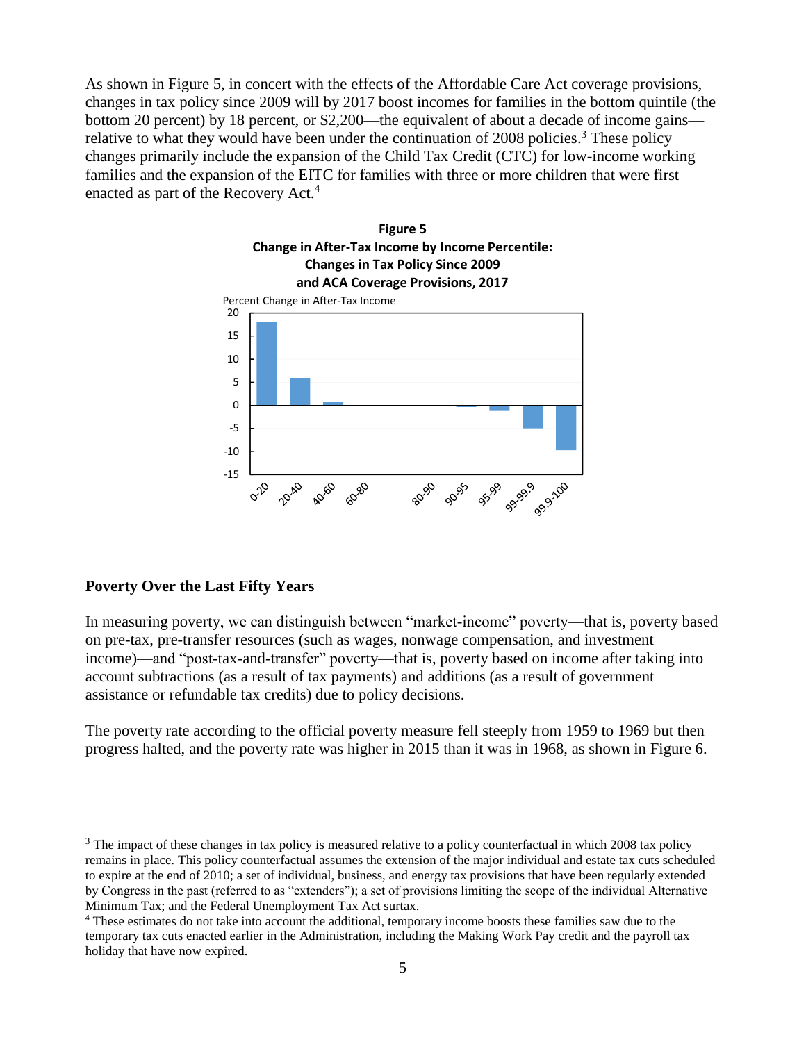As shown in Figure 5, in concert with the effects of the Affordable Care Act coverage provisions, changes in tax policy since 2009 will by 2017 boost incomes for families in the bottom quintile (the bottom 20 percent) by 18 percent, or $2,200—the equivalent of about a decade of income gains—relative to what they would have been under the continuation of 2008 policies.[3] These policy changes primarily include the expansion of the Child Tax Credit (CTC) for low-income working families and the expansion of the EITC for families with three or more children that were first enacted as part of the Recovery Act.[4]

**Figure 5**
**Change in After-Tax Income by Income Percentile: Changes in Tax Policy Since 2009 and ACA Coverage Provisions, 2017**

Percent Change in After-Tax Income

## Poverty Over the Last Fifty Years

In measuring poverty, we can distinguish between "market-income" poverty—that is, poverty based on pre-tax, pre-transfer resources (such as wages, nonwage compensation, and investment income)—and "post-tax-and-transfer" poverty—that is, poverty based on income after taking into account subtractions (as a result of tax payments) and additions (as a result of government assistance or refundable tax credits) due to policy decisions.

The poverty rate according to the official poverty measure fell steeply from 1959 to 1969 but then progress halted, and the poverty rate was higher in 2015 than it was in 1968, as shown in Figure 6.

---

[3] The impact of these changes in tax policy is measured relative to a policy counterfactual in which 2008 tax policy remains in place. This policy counterfactual assumes the extension of the major individual and estate tax cuts scheduled to expire at the end of 2010; a set of individual, business, and energy tax provisions that have been regularly extended by Congress in the past (referred to as "extenders"); a set of provisions limiting the scope of the individual Alternative Minimum Tax; and the Federal Unemployment Tax Act surtax.

[4] These estimates do not take into account the additional, temporary income boosts these families saw due to the temporary tax cuts enacted earlier in the Administration, including the Making Work Pay credit and the payroll tax holiday that have now expired.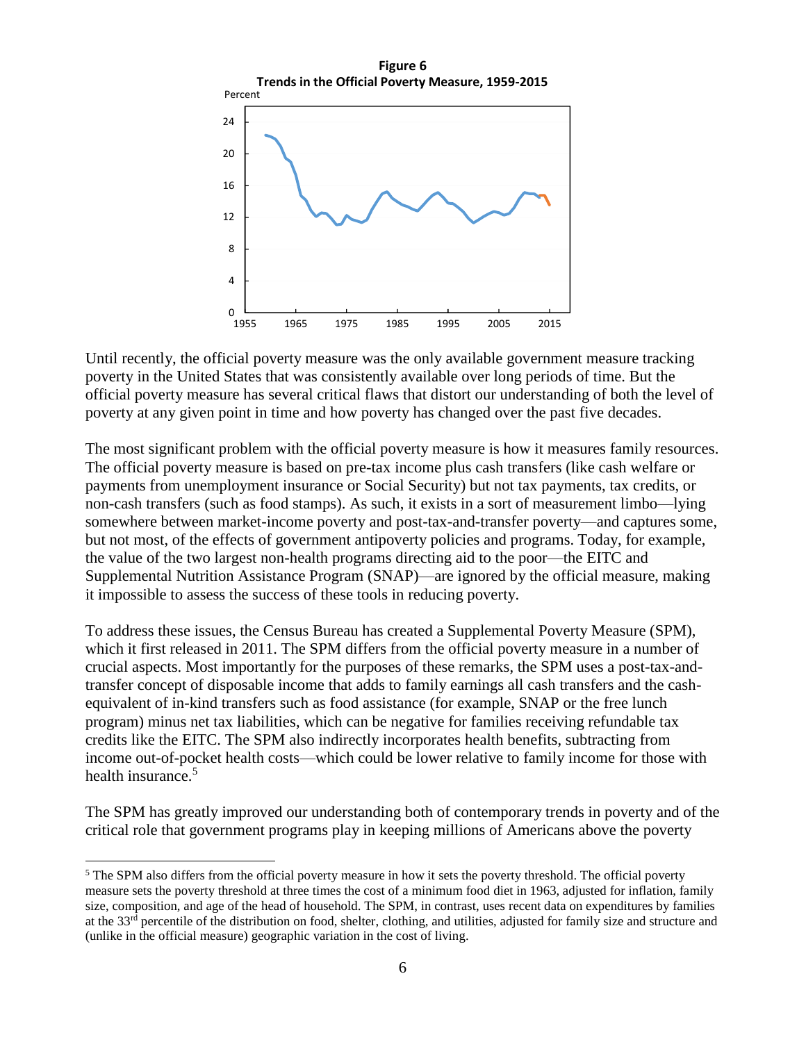**Figure 6**
**Trends in the Official Poverty Measure, 1959-2015**

Until recently, the official poverty measure was the only available government measure tracking poverty in the United States that was consistently available over long periods of time. But the official poverty measure has several critical flaws that distort our understanding of both the level of poverty at any given point in time and how poverty has changed over the past five decades.

The most significant problem with the official poverty measure is how it measures family resources. The official poverty measure is based on pre-tax income plus cash transfers (like cash welfare or payments from unemployment insurance or Social Security) but not tax payments, tax credits, or non-cash transfers (such as food stamps). As such, it exists in a sort of measurement limbo—lying somewhere between market-income poverty and post-tax-and-transfer poverty—and captures some, but not most, of the effects of government antipoverty policies and programs. Today, for example, the value of the two largest non-health programs directing aid to the poor—the EITC and Supplemental Nutrition Assistance Program (SNAP)—are ignored by the official measure, making it impossible to assess the success of these tools in reducing poverty.

To address these issues, the Census Bureau has created a Supplemental Poverty Measure (SPM), which it first released in 2011. The SPM differs from the official poverty measure in a number of crucial aspects. Most importantly for the purposes of these remarks, the SPM uses a post-tax-and-transfer concept of disposable income that adds to family earnings all cash transfers and the cash-equivalent of in-kind transfers such as food assistance (for example, SNAP or the free lunch program) minus net tax liabilities, which can be negative for families receiving refundable tax credits like the EITC. The SPM also indirectly incorporates health benefits, subtracting from income out-of-pocket health costs—which could be lower relative to family income for those with health insurance.[5]

The SPM has greatly improved our understanding both of contemporary trends in poverty and of the critical role that government programs play in keeping millions of Americans above the poverty

---

[5] The SPM also differs from the official poverty measure in how it sets the poverty threshold. The official poverty measure sets the poverty threshold at three times the cost of a minimum food diet in 1963, adjusted for inflation, family size, composition, and age of the head of household. The SPM, in contrast, uses recent data on expenditures by families at the 33rd percentile of the distribution on food, shelter, clothing, and utilities, adjusted for family size and structure and (unlike in the official measure) geographic variation in the cost of living.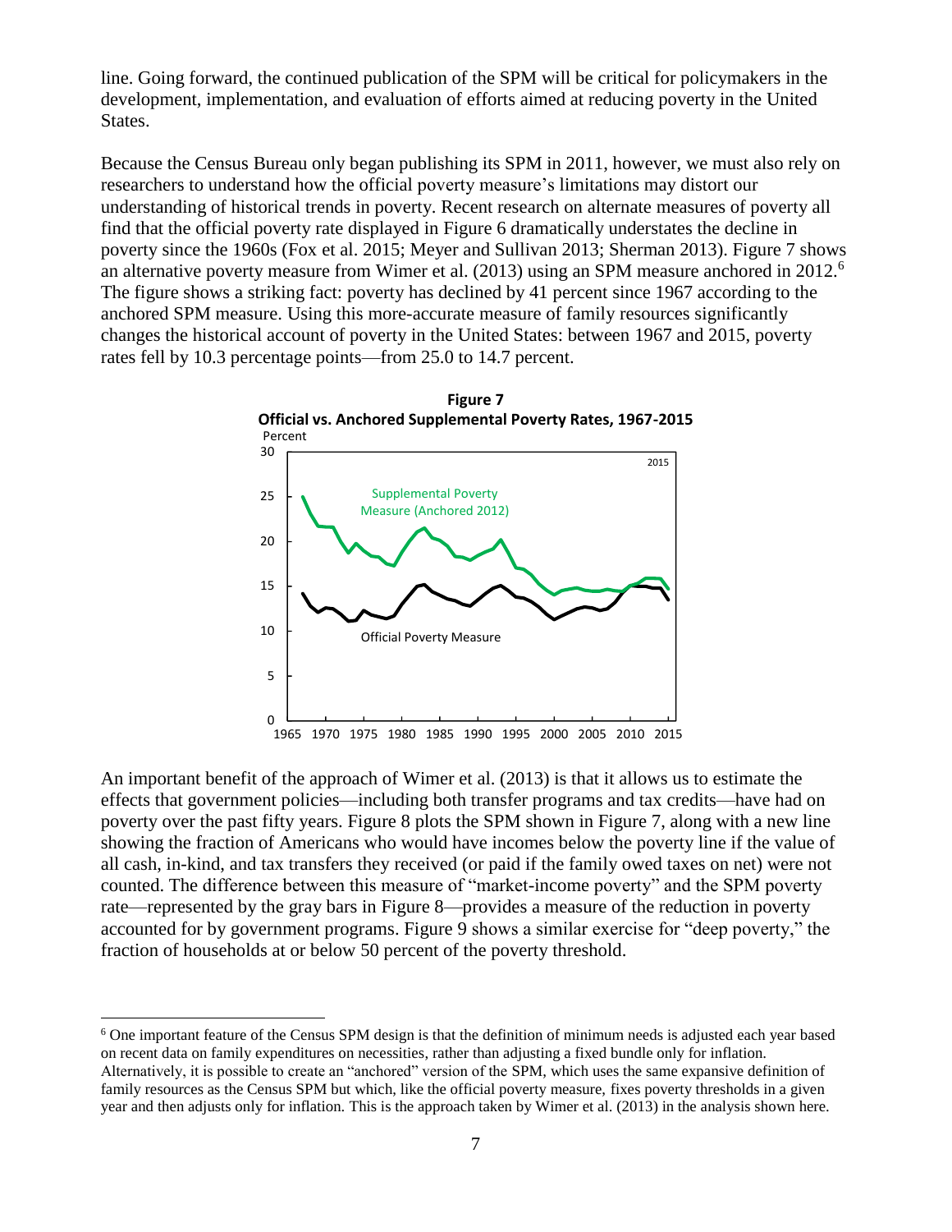line. Going forward, the continued publication of the SPM will be critical for policymakers in the development, implementation, and evaluation of efforts aimed at reducing poverty in the United States.

Because the Census Bureau only began publishing its SPM in 2011, however, we must also rely on researchers to understand how the official poverty measure's limitations may distort our understanding of historical trends in poverty. Recent research on alternate measures of poverty all find that the official poverty rate displayed in Figure 6 dramatically understates the decline in poverty since the 1960s (Fox et al. 2015; Meyer and Sullivan 2013; Sherman 2013). Figure 7 shows an alternative poverty measure from Wimer et al. (2013) using an SPM measure anchored in 2012.[6] The figure shows a striking fact: poverty has declined by 41 percent since 1967 according to the anchored SPM measure. Using this more-accurate measure of family resources significantly changes the historical account of poverty in the United States: between 1967 and 2015, poverty rates fell by 10.3 percentage points—from 25.0 to 14.7 percent.

**Figure 7**
**Official vs. Anchored Supplemental Poverty Rates, 1967-2015**

An important benefit of the approach of Wimer et al. (2013) is that it allows us to estimate the effects that government policies—including both transfer programs and tax credits—have had on poverty over the past fifty years. Figure 8 plots the SPM shown in Figure 7, along with a new line showing the fraction of Americans who would have incomes below the poverty line if the value of all cash, in-kind, and tax transfers they received (or paid if the family owed taxes on net) were not counted. The difference between this measure of "market-income poverty" and the SPM poverty rate—represented by the gray bars in Figure 8—provides a measure of the reduction in poverty accounted for by government programs. Figure 9 shows a similar exercise for "deep poverty," the fraction of households at or below 50 percent of the poverty threshold.

---

[6] One important feature of the Census SPM design is that the definition of minimum needs is adjusted each year based on recent data on family expenditures on necessities, rather than adjusting a fixed bundle only for inflation. Alternatively, it is possible to create an "anchored" version of the SPM, which uses the same expansive definition of family resources as the Census SPM but which, like the official poverty measure, fixes poverty thresholds in a given year and then adjusts only for inflation. This is the approach taken by Wimer et al. (2013) in the analysis shown here.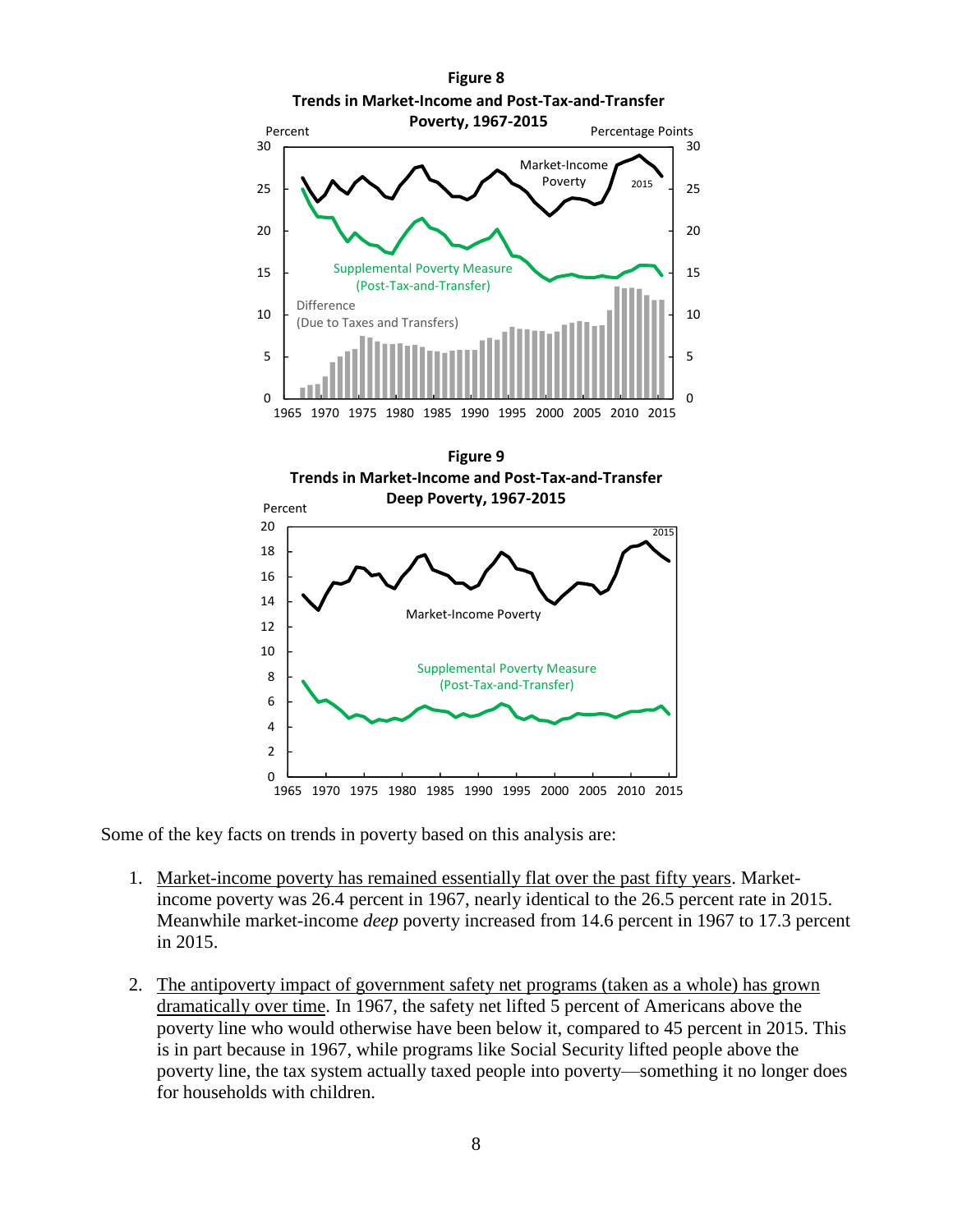**Figure 8**
**Trends in Market-Income and Post-Tax-and-Transfer Poverty, 1967-2015**

**Figure 9**
**Trends in Market-Income and Post-Tax-and-Transfer Deep Poverty, 1967-2015**

Some of the key facts on trends in poverty based on this analysis are:

1. Market-income poverty has remained essentially flat over the past fifty years. Market-income poverty was 26.4 percent in 1967, nearly identical to the 26.5 percent rate in 2015. Meanwhile market-income *deep* poverty increased from 14.6 percent in 1967 to 17.3 percent in 2015.

2. The antipoverty impact of government safety net programs (taken as a whole) has grown dramatically over time. In 1967, the safety net lifted 5 percent of Americans above the poverty line who would otherwise have been below it, compared to 45 percent in 2015. This is in part because in 1967, while programs like Social Security lifted people above the poverty line, the tax system actually taxed people into poverty—something it no longer does for households with children.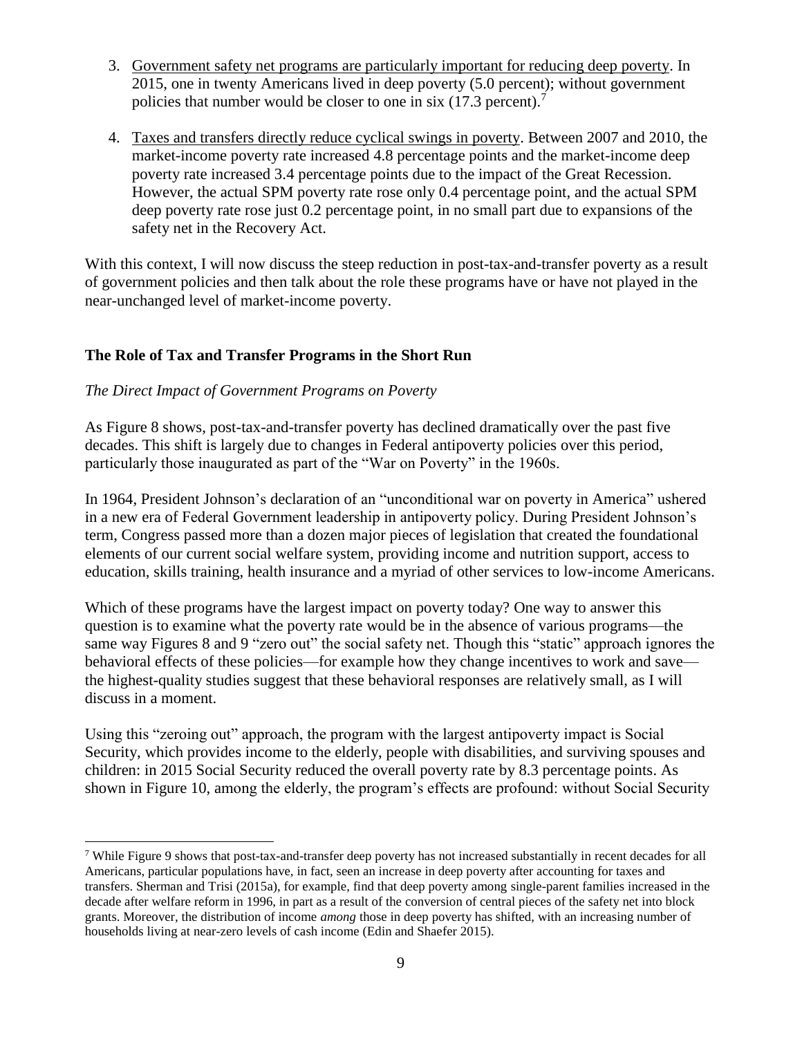3. <u>Government safety net programs are particularly important for reducing deep poverty</u>. In 2015, one in twenty Americans lived in deep poverty (5.0 percent); without government policies that number would be closer to one in six (17.3 percent).[7]

4. <u>Taxes and transfers directly reduce cyclical swings in poverty</u>. Between 2007 and 2010, the market-income poverty rate increased 4.8 percentage points and the market-income deep poverty rate increased 3.4 percentage points due to the impact of the Great Recession. However, the actual SPM poverty rate rose only 0.4 percentage point, and the actual SPM deep poverty rate rose just 0.2 percentage point, in no small part due to expansions of the safety net in the Recovery Act.

With this context, I will now discuss the steep reduction in post-tax-and-transfer poverty as a result of government policies and then talk about the role these programs have or have not played in the near-unchanged level of market-income poverty.

## The Role of Tax and Transfer Programs in the Short Run

### *The Direct Impact of Government Programs on Poverty*

As Figure 8 shows, post-tax-and-transfer poverty has declined dramatically over the past five decades. This shift is largely due to changes in Federal antipoverty policies over this period, particularly those inaugurated as part of the "War on Poverty" in the 1960s.

In 1964, President Johnson's declaration of an "unconditional war on poverty in America" ushered in a new era of Federal Government leadership in antipoverty policy. During President Johnson's term, Congress passed more than a dozen major pieces of legislation that created the foundational elements of our current social welfare system, providing income and nutrition support, access to education, skills training, health insurance and a myriad of other services to low-income Americans.

Which of these programs have the largest impact on poverty today? One way to answer this question is to examine what the poverty rate would be in the absence of various programs—the same way Figures 8 and 9 "zero out" the social safety net. Though this "static" approach ignores the behavioral effects of these policies—for example how they change incentives to work and save—the highest-quality studies suggest that these behavioral responses are relatively small, as I will discuss in a moment.

Using this "zeroing out" approach, the program with the largest antipoverty impact is Social Security, which provides income to the elderly, people with disabilities, and surviving spouses and children: in 2015 Social Security reduced the overall poverty rate by 8.3 percentage points. As shown in Figure 10, among the elderly, the program's effects are profound: without Social Security

---

[7] While Figure 9 shows that post-tax-and-transfer deep poverty has not increased substantially in recent decades for all Americans, particular populations have, in fact, seen an increase in deep poverty after accounting for taxes and transfers. Sherman and Trisi (2015a), for example, find that deep poverty among single-parent families increased in the decade after welfare reform in 1996, in part as a result of the conversion of central pieces of the safety net into block grants. Moreover, the distribution of income *among* those in deep poverty has shifted, with an increasing number of households living at near-zero levels of cash income (Edin and Shaefer 2015).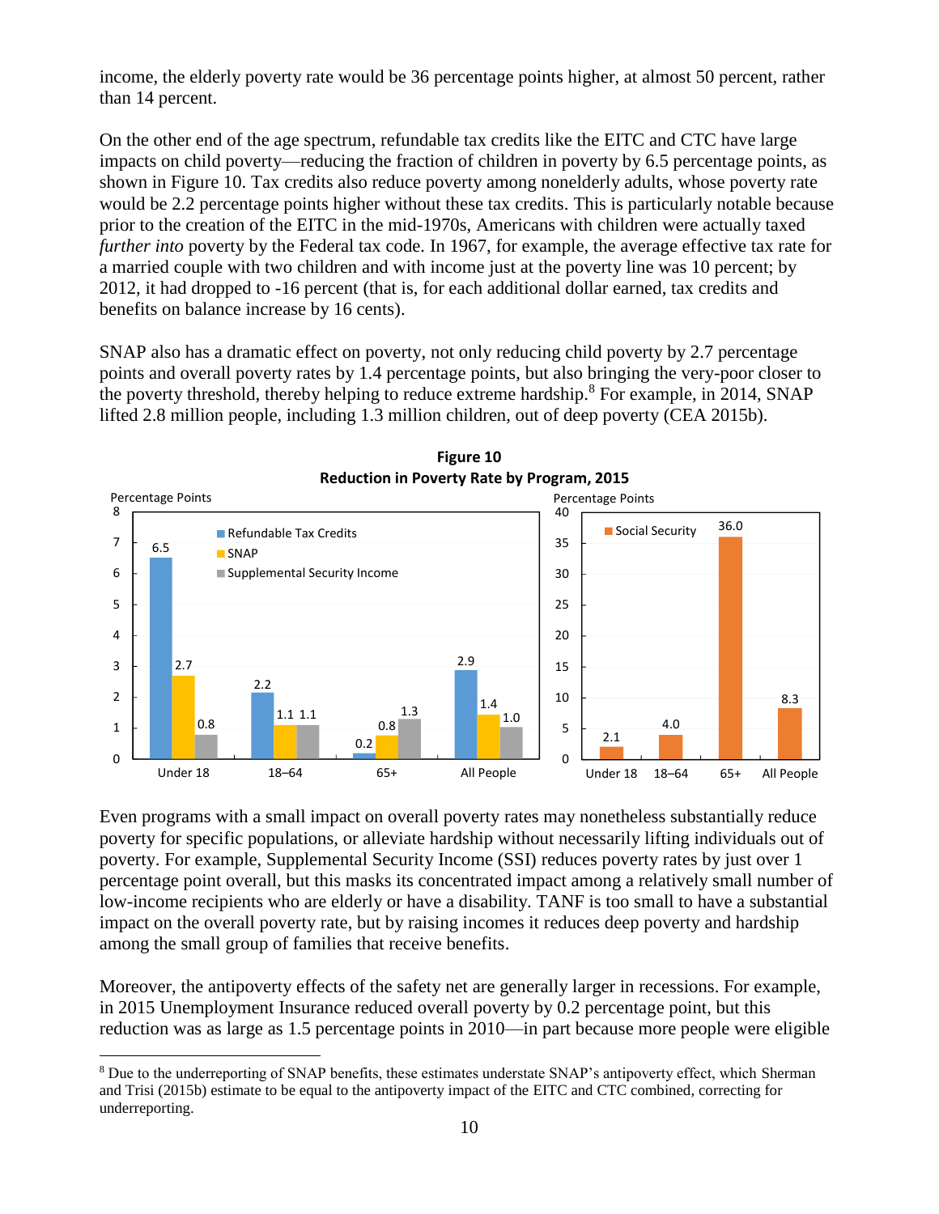income, the elderly poverty rate would be 36 percentage points higher, at almost 50 percent, rather than 14 percent.

On the other end of the age spectrum, refundable tax credits like the EITC and CTC have large impacts on child poverty—reducing the fraction of children in poverty by 6.5 percentage points, as shown in Figure 10. Tax credits also reduce poverty among nonelderly adults, whose poverty rate would be 2.2 percentage points higher without these tax credits. This is particularly notable because prior to the creation of the EITC in the mid-1970s, Americans with children were actually taxed *further into* poverty by the Federal tax code. In 1967, for example, the average effective tax rate for a married couple with two children and with income just at the poverty line was 10 percent; by 2012, it had dropped to -16 percent (that is, for each additional dollar earned, tax credits and benefits on balance increase by 16 cents).

SNAP also has a dramatic effect on poverty, not only reducing child poverty by 2.7 percentage points and overall poverty rates by 1.4 percentage points, but also bringing the very-poor closer to the poverty threshold, thereby helping to reduce extreme hardship.[8] For example, in 2014, SNAP lifted 2.8 million people, including 1.3 million children, out of deep poverty (CEA 2015b).

**Figure 10**
**Reduction in Poverty Rate by Program, 2015**

Percentage Points

| | Refundable Tax Credits | SNAP | Supplemental Security Income | Social Security |
|---|---|---|---|---|
| Under 18 | 6.5 | 2.7 | 0.8 | 2.1 |
| 18–64 | 2.2 | 1.1 | 1.1 | 4.0 |
| 65+ | 0.2 | 0.8 | 1.3 | 36.0 |
| All People | 2.9 | 1.4 | 1.0 | 8.3 |

Even programs with a small impact on overall poverty rates may nonetheless substantially reduce poverty for specific populations, or alleviate hardship without necessarily lifting individuals out of poverty. For example, Supplemental Security Income (SSI) reduces poverty rates by just over 1 percentage point overall, but this masks its concentrated impact among a relatively small number of low-income recipients who are elderly or have a disability. TANF is too small to have a substantial impact on the overall poverty rate, but by raising incomes it reduces deep poverty and hardship among the small group of families that receive benefits.

Moreover, the antipoverty effects of the safety net are generally larger in recessions. For example, in 2015 Unemployment Insurance reduced overall poverty by 0.2 percentage point, but this reduction was as large as 1.5 percentage points in 2010—in part because more people were eligible

[8] Due to the underreporting of SNAP benefits, these estimates understate SNAP's antipoverty effect, which Sherman and Trisi (2015b) estimate to be equal to the antipoverty impact of the EITC and CTC combined, correcting for underreporting.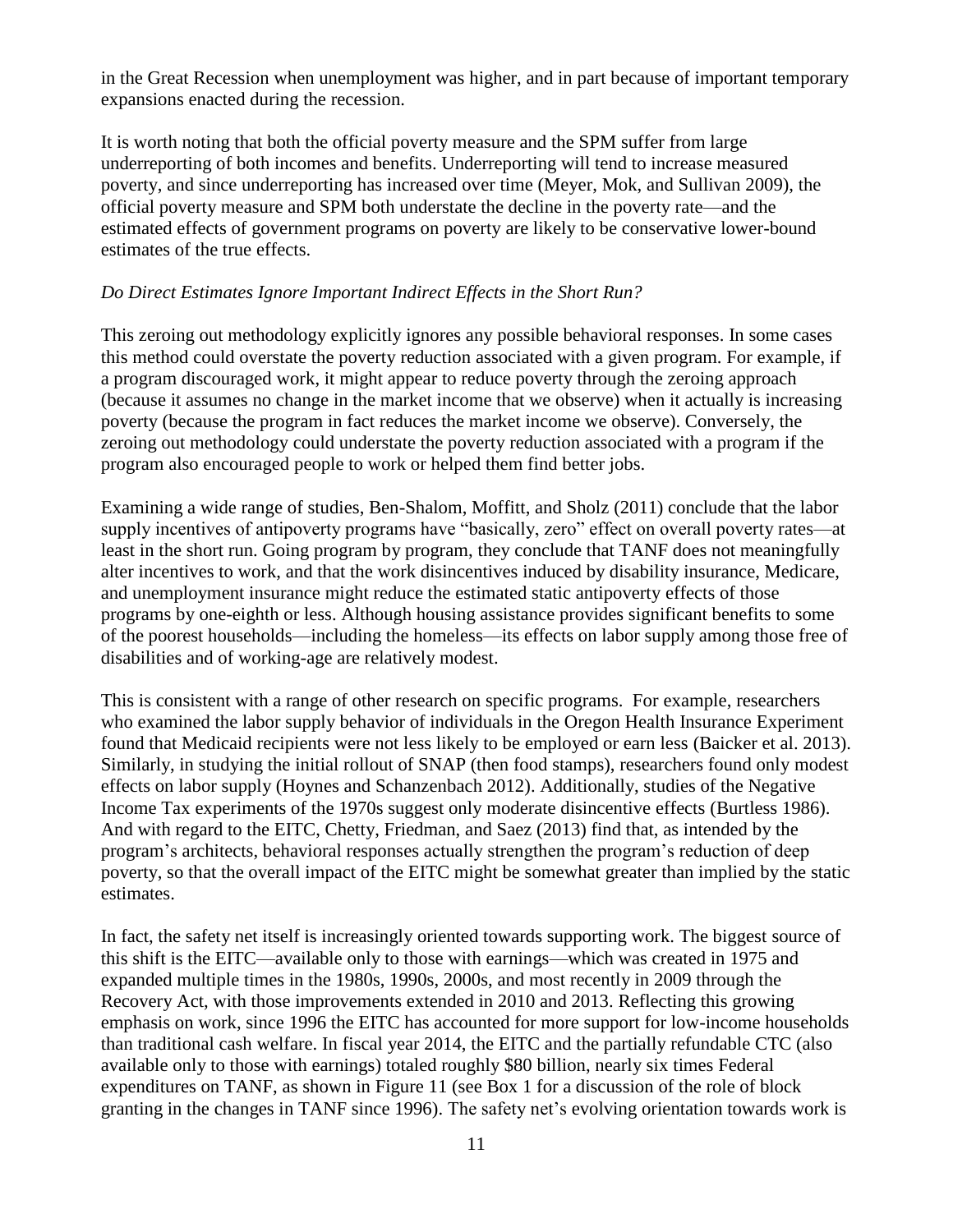in the Great Recession when unemployment was higher, and in part because of important temporary expansions enacted during the recession.

It is worth noting that both the official poverty measure and the SPM suffer from large underreporting of both incomes and benefits. Underreporting will tend to increase measured poverty, and since underreporting has increased over time (Meyer, Mok, and Sullivan 2009), the official poverty measure and SPM both understate the decline in the poverty rate—and the estimated effects of government programs on poverty are likely to be conservative lower-bound estimates of the true effects.

### *Do Direct Estimates Ignore Important Indirect Effects in the Short Run?*

This zeroing out methodology explicitly ignores any possible behavioral responses. In some cases this method could overstate the poverty reduction associated with a given program. For example, if a program discouraged work, it might appear to reduce poverty through the zeroing approach (because it assumes no change in the market income that we observe) when it actually is increasing poverty (because the program in fact reduces the market income we observe). Conversely, the zeroing out methodology could understate the poverty reduction associated with a program if the program also encouraged people to work or helped them find better jobs.

Examining a wide range of studies, Ben-Shalom, Moffitt, and Sholz (2011) conclude that the labor supply incentives of antipoverty programs have "basically, zero" effect on overall poverty rates—at least in the short run. Going program by program, they conclude that TANF does not meaningfully alter incentives to work, and that the work disincentives induced by disability insurance, Medicare, and unemployment insurance might reduce the estimated static antipoverty effects of those programs by one-eighth or less. Although housing assistance provides significant benefits to some of the poorest households—including the homeless—its effects on labor supply among those free of disabilities and of working-age are relatively modest.

This is consistent with a range of other research on specific programs. For example, researchers who examined the labor supply behavior of individuals in the Oregon Health Insurance Experiment found that Medicaid recipients were not less likely to be employed or earn less (Baicker et al. 2013). Similarly, in studying the initial rollout of SNAP (then food stamps), researchers found only modest effects on labor supply (Hoynes and Schanzenbach 2012). Additionally, studies of the Negative Income Tax experiments of the 1970s suggest only moderate disincentive effects (Burtless 1986). And with regard to the EITC, Chetty, Friedman, and Saez (2013) find that, as intended by the program's architects, behavioral responses actually strengthen the program's reduction of deep poverty, so that the overall impact of the EITC might be somewhat greater than implied by the static estimates.

In fact, the safety net itself is increasingly oriented towards supporting work. The biggest source of this shift is the EITC—available only to those with earnings—which was created in 1975 and expanded multiple times in the 1980s, 1990s, 2000s, and most recently in 2009 through the Recovery Act, with those improvements extended in 2010 and 2013. Reflecting this growing emphasis on work, since 1996 the EITC has accounted for more support for low-income households than traditional cash welfare. In fiscal year 2014, the EITC and the partially refundable CTC (also available only to those with earnings) totaled roughly $80 billion, nearly six times Federal expenditures on TANF, as shown in Figure 11 (see Box 1 for a discussion of the role of block granting in the changes in TANF since 1996). The safety net's evolving orientation towards work is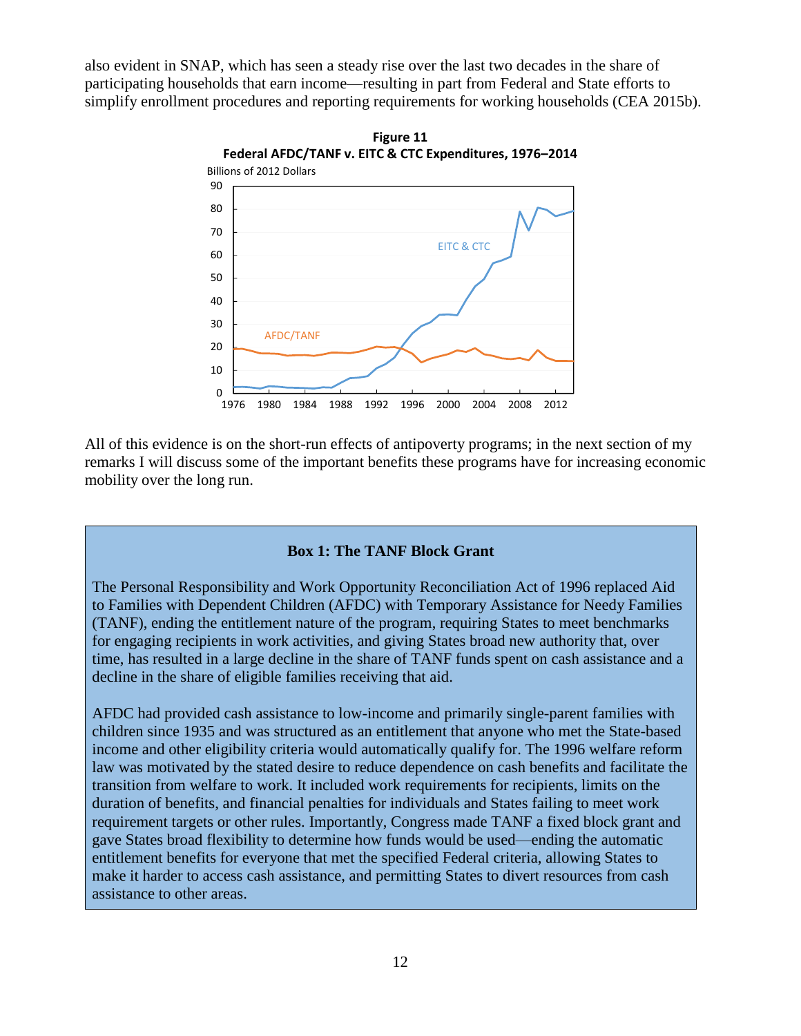also evident in SNAP, which has seen a steady rise over the last two decades in the share of participating households that earn income—resulting in part from Federal and State efforts to simplify enrollment procedures and reporting requirements for working households (CEA 2015b).

**Figure 11**
**Federal AFDC/TANF v. EITC & CTC Expenditures, 1976–2014**

All of this evidence is on the short-run effects of antipoverty programs; in the next section of my remarks I will discuss some of the important benefits these programs have for increasing economic mobility over the long run.

### Box 1: The TANF Block Grant

The Personal Responsibility and Work Opportunity Reconciliation Act of 1996 replaced Aid to Families with Dependent Children (AFDC) with Temporary Assistance for Needy Families (TANF), ending the entitlement nature of the program, requiring States to meet benchmarks for engaging recipients in work activities, and giving States broad new authority that, over time, has resulted in a large decline in the share of TANF funds spent on cash assistance and a decline in the share of eligible families receiving that aid.

AFDC had provided cash assistance to low-income and primarily single-parent families with children since 1935 and was structured as an entitlement that anyone who met the State-based income and other eligibility criteria would automatically qualify for. The 1996 welfare reform law was motivated by the stated desire to reduce dependence on cash benefits and facilitate the transition from welfare to work. It included work requirements for recipients, limits on the duration of benefits, and financial penalties for individuals and States failing to meet work requirement targets or other rules. Importantly, Congress made TANF a fixed block grant and gave States broad flexibility to determine how funds would be used—ending the automatic entitlement benefits for everyone that met the specified Federal criteria, allowing States to make it harder to access cash assistance, and permitting States to divert resources from cash assistance to other areas.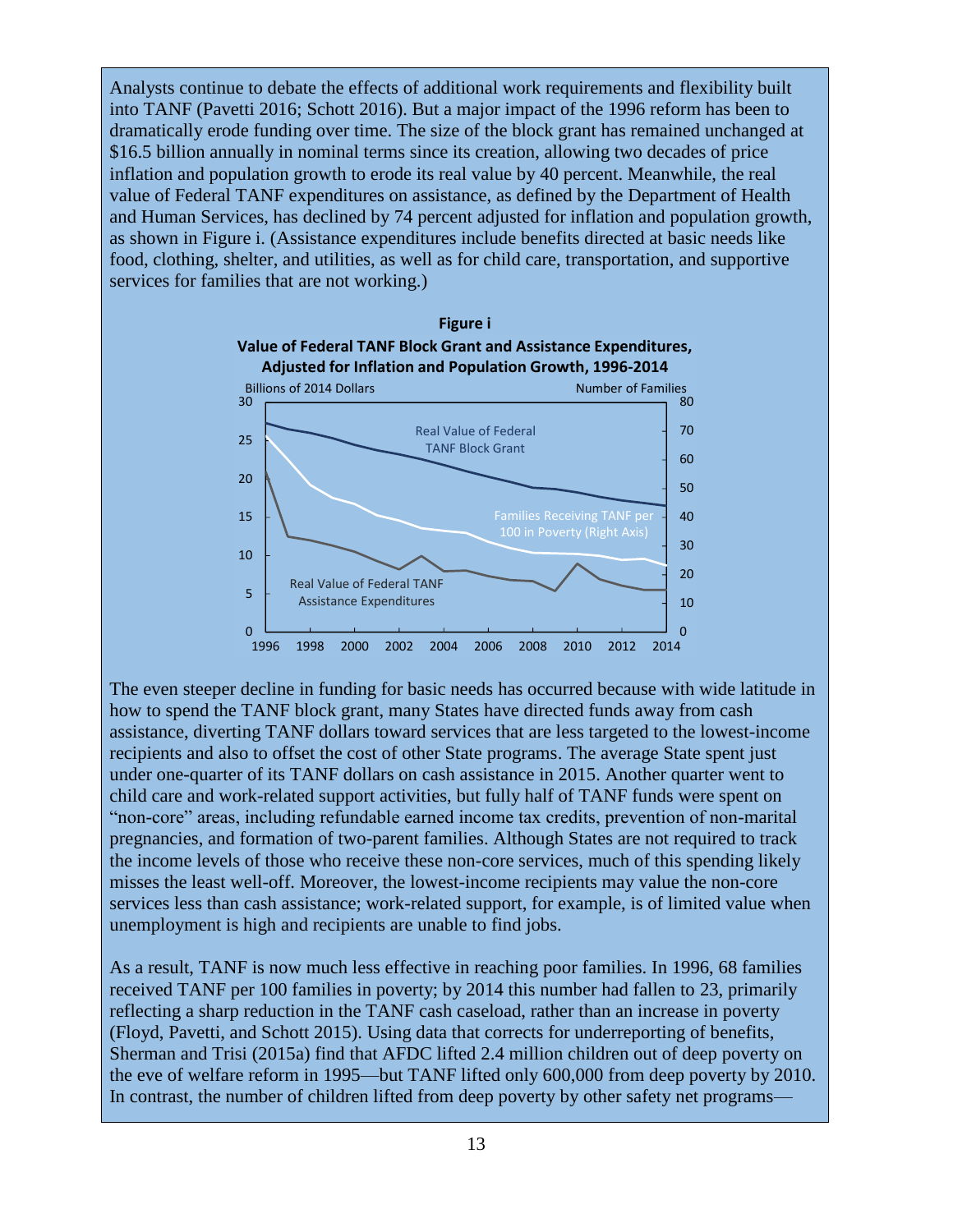Analysts continue to debate the effects of additional work requirements and flexibility built into TANF (Pavetti 2016; Schott 2016). But a major impact of the 1996 reform has been to dramatically erode funding over time. The size of the block grant has remained unchanged at $16.5 billion annually in nominal terms since its creation, allowing two decades of price inflation and population growth to erode its real value by 40 percent. Meanwhile, the real value of Federal TANF expenditures on assistance, as defined by the Department of Health and Human Services, has declined by 74 percent adjusted for inflation and population growth, as shown in Figure i. (Assistance expenditures include benefits directed at basic needs like food, clothing, shelter, and utilities, as well as for child care, transportation, and supportive services for families that are not working.)

**Figure i**

**Value of Federal TANF Block Grant and Assistance Expenditures, Adjusted for Inflation and Population Growth, 1996-2014**

The even steeper decline in funding for basic needs has occurred because with wide latitude in how to spend the TANF block grant, many States have directed funds away from cash assistance, diverting TANF dollars toward services that are less targeted to the lowest-income recipients and also to offset the cost of other State programs. The average State spent just under one-quarter of its TANF dollars on cash assistance in 2015. Another quarter went to child care and work-related support activities, but fully half of TANF funds were spent on "non-core" areas, including refundable earned income tax credits, prevention of non-marital pregnancies, and formation of two-parent families. Although States are not required to track the income levels of those who receive these non-core services, much of this spending likely misses the least well-off. Moreover, the lowest-income recipients may value the non-core services less than cash assistance; work-related support, for example, is of limited value when unemployment is high and recipients are unable to find jobs.

As a result, TANF is now much less effective in reaching poor families. In 1996, 68 families received TANF per 100 families in poverty; by 2014 this number had fallen to 23, primarily reflecting a sharp reduction in the TANF cash caseload, rather than an increase in poverty (Floyd, Pavetti, and Schott 2015). Using data that corrects for underreporting of benefits, Sherman and Trisi (2015a) find that AFDC lifted 2.4 million children out of deep poverty on the eve of welfare reform in 1995—but TANF lifted only 600,000 from deep poverty by 2010. In contrast, the number of children lifted from deep poverty by other safety net programs—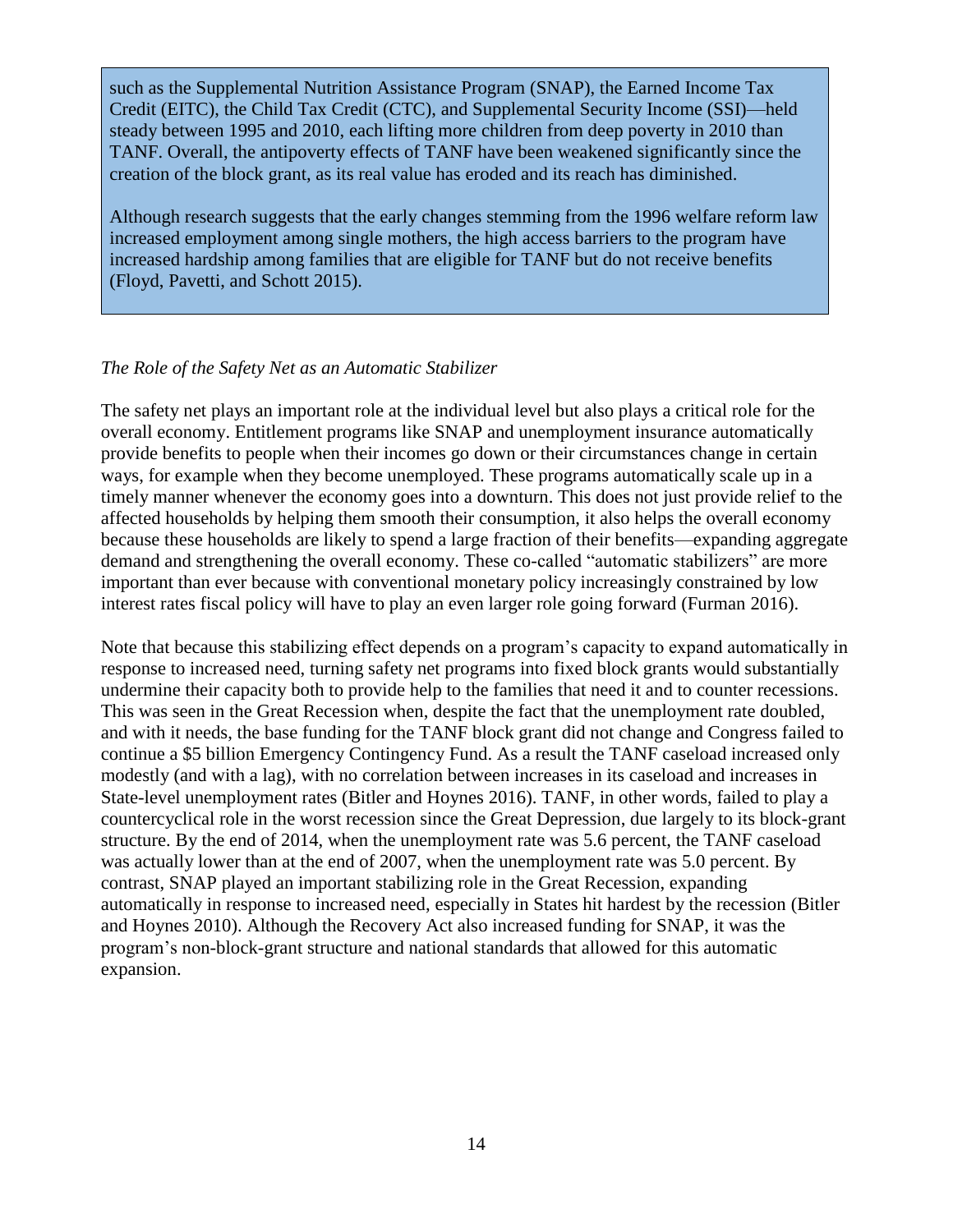such as the Supplemental Nutrition Assistance Program (SNAP), the Earned Income Tax Credit (EITC), the Child Tax Credit (CTC), and Supplemental Security Income (SSI)—held steady between 1995 and 2010, each lifting more children from deep poverty in 2010 than TANF. Overall, the antipoverty effects of TANF have been weakened significantly since the creation of the block grant, as its real value has eroded and its reach has diminished.

Although research suggests that the early changes stemming from the 1996 welfare reform law increased employment among single mothers, the high access barriers to the program have increased hardship among families that are eligible for TANF but do not receive benefits (Floyd, Pavetti, and Schott 2015).

*The Role of the Safety Net as an Automatic Stabilizer*

The safety net plays an important role at the individual level but also plays a critical role for the overall economy. Entitlement programs like SNAP and unemployment insurance automatically provide benefits to people when their incomes go down or their circumstances change in certain ways, for example when they become unemployed. These programs automatically scale up in a timely manner whenever the economy goes into a downturn. This does not just provide relief to the affected households by helping them smooth their consumption, it also helps the overall economy because these households are likely to spend a large fraction of their benefits—expanding aggregate demand and strengthening the overall economy. These co-called "automatic stabilizers" are more important than ever because with conventional monetary policy increasingly constrained by low interest rates fiscal policy will have to play an even larger role going forward (Furman 2016).

Note that because this stabilizing effect depends on a program's capacity to expand automatically in response to increased need, turning safety net programs into fixed block grants would substantially undermine their capacity both to provide help to the families that need it and to counter recessions. This was seen in the Great Recession when, despite the fact that the unemployment rate doubled, and with it needs, the base funding for the TANF block grant did not change and Congress failed to continue a $5 billion Emergency Contingency Fund. As a result the TANF caseload increased only modestly (and with a lag), with no correlation between increases in its caseload and increases in State-level unemployment rates (Bitler and Hoynes 2016). TANF, in other words, failed to play a countercyclical role in the worst recession since the Great Depression, due largely to its block-grant structure. By the end of 2014, when the unemployment rate was 5.6 percent, the TANF caseload was actually lower than at the end of 2007, when the unemployment rate was 5.0 percent. By contrast, SNAP played an important stabilizing role in the Great Recession, expanding automatically in response to increased need, especially in States hit hardest by the recession (Bitler and Hoynes 2010). Although the Recovery Act also increased funding for SNAP, it was the program's non-block-grant structure and national standards that allowed for this automatic expansion.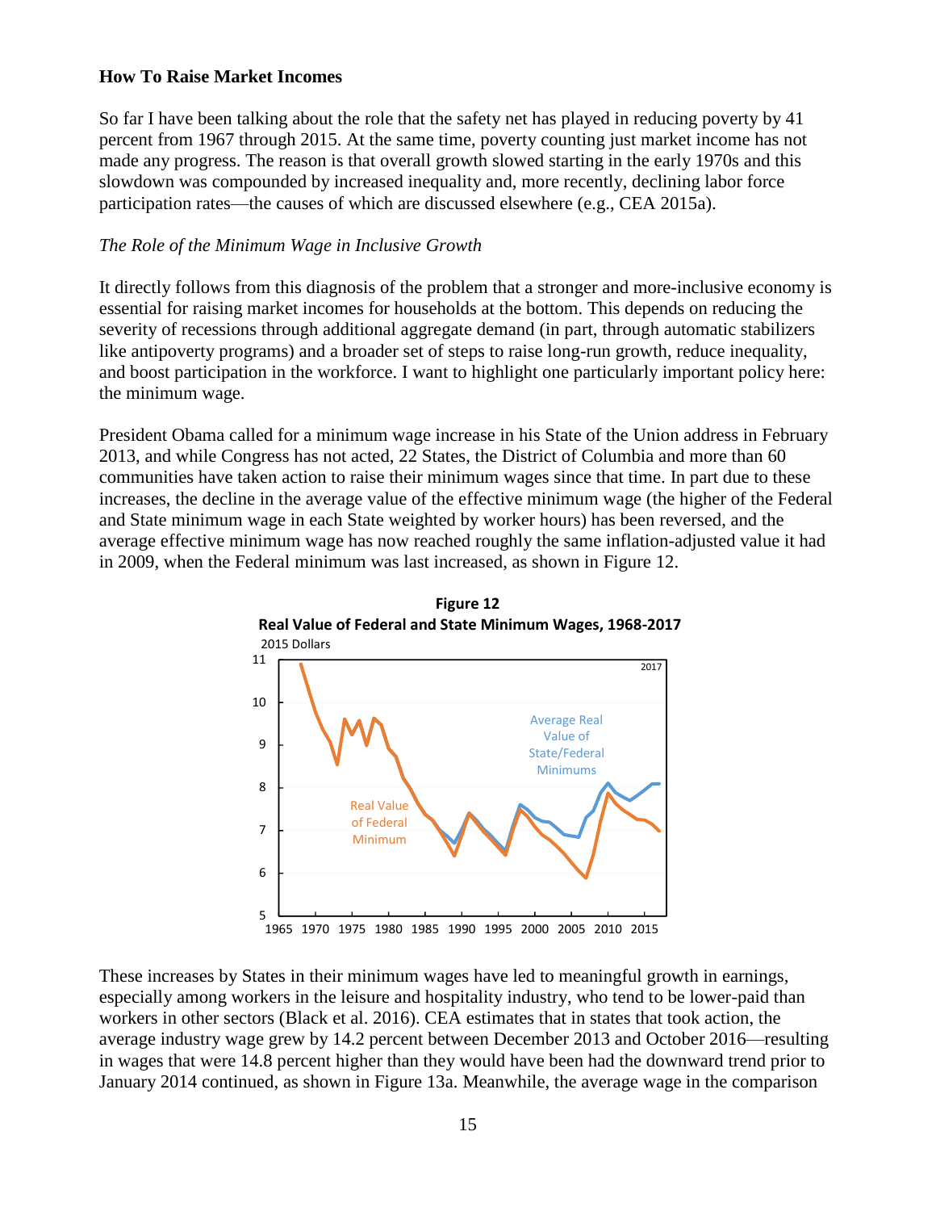**How To Raise Market Incomes**

So far I have been talking about the role that the safety net has played in reducing poverty by 41 percent from 1967 through 2015. At the same time, poverty counting just market income has not made any progress. The reason is that overall growth slowed starting in the early 1970s and this slowdown was compounded by increased inequality and, more recently, declining labor force participation rates—the causes of which are discussed elsewhere (e.g., CEA 2015a).

*The Role of the Minimum Wage in Inclusive Growth*

It directly follows from this diagnosis of the problem that a stronger and more-inclusive economy is essential for raising market incomes for households at the bottom. This depends on reducing the severity of recessions through additional aggregate demand (in part, through automatic stabilizers like antipoverty programs) and a broader set of steps to raise long-run growth, reduce inequality, and boost participation in the workforce. I want to highlight one particularly important policy here: the minimum wage.

President Obama called for a minimum wage increase in his State of the Union address in February 2013, and while Congress has not acted, 22 States, the District of Columbia and more than 60 communities have taken action to raise their minimum wages since that time. In part due to these increases, the decline in the average value of the effective minimum wage (the higher of the Federal and State minimum wage in each State weighted by worker hours) has been reversed, and the average effective minimum wage has now reached roughly the same inflation-adjusted value it had in 2009, when the Federal minimum was last increased, as shown in Figure 12.

**Figure 12**
**Real Value of Federal and State Minimum Wages, 1968-2017**

These increases by States in their minimum wages have led to meaningful growth in earnings, especially among workers in the leisure and hospitality industry, who tend to be lower-paid than workers in other sectors (Black et al. 2016). CEA estimates that in states that took action, the average industry wage grew by 14.2 percent between December 2013 and October 2016—resulting in wages that were 14.8 percent higher than they would have been had the downward trend prior to January 2014 continued, as shown in Figure 13a. Meanwhile, the average wage in the comparison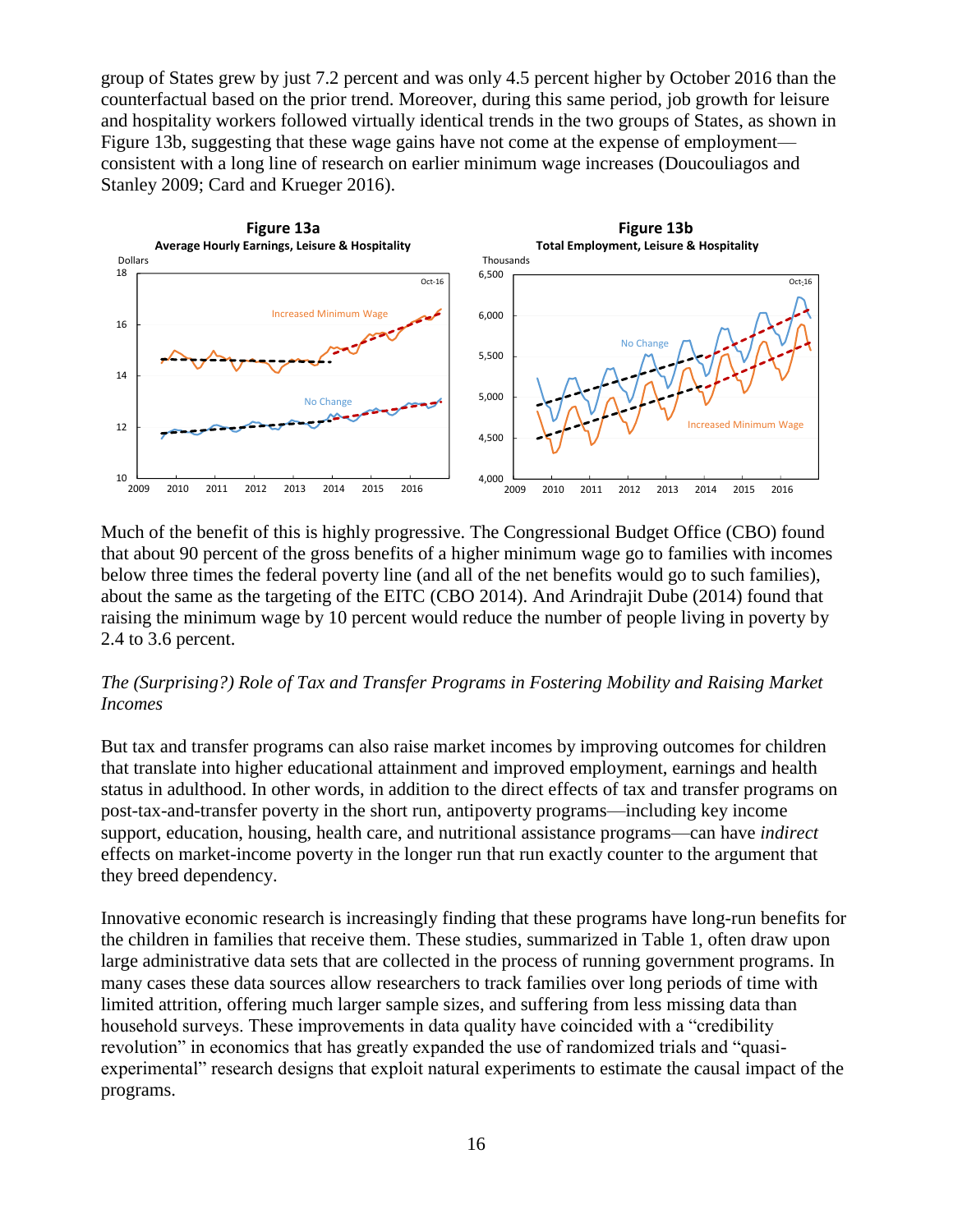group of States grew by just 7.2 percent and was only 4.5 percent higher by October 2016 than the counterfactual based on the prior trend. Moreover, during this same period, job growth for leisure and hospitality workers followed virtually identical trends in the two groups of States, as shown in Figure 13b, suggesting that these wage gains have not come at the expense of employment—consistent with a long line of research on earlier minimum wage increases (Doucouliagos and Stanley 2009; Card and Krueger 2016).

**Figure 13a**
**Average Hourly Earnings, Leisure & Hospitality**

**Figure 13b**
**Total Employment, Leisure & Hospitality**

Much of the benefit of this is highly progressive. The Congressional Budget Office (CBO) found that about 90 percent of the gross benefits of a higher minimum wage go to families with incomes below three times the federal poverty line (and all of the net benefits would go to such families), about the same as the targeting of the EITC (CBO 2014). And Arindrajit Dube (2014) found that raising the minimum wage by 10 percent would reduce the number of people living in poverty by 2.4 to 3.6 percent.

*The (Surprising?) Role of Tax and Transfer Programs in Fostering Mobility and Raising Market Incomes*

But tax and transfer programs can also raise market incomes by improving outcomes for children that translate into higher educational attainment and improved employment, earnings and health status in adulthood. In other words, in addition to the direct effects of tax and transfer programs on post-tax-and-transfer poverty in the short run, antipoverty programs—including key income support, education, housing, health care, and nutritional assistance programs—can have *indirect* effects on market-income poverty in the longer run that run exactly counter to the argument that they breed dependency.

Innovative economic research is increasingly finding that these programs have long-run benefits for the children in families that receive them. These studies, summarized in Table 1, often draw upon large administrative data sets that are collected in the process of running government programs. In many cases these data sources allow researchers to track families over long periods of time with limited attrition, offering much larger sample sizes, and suffering from less missing data than household surveys. These improvements in data quality have coincided with a "credibility revolution" in economics that has greatly expanded the use of randomized trials and "quasi-experimental" research designs that exploit natural experiments to estimate the causal impact of the programs.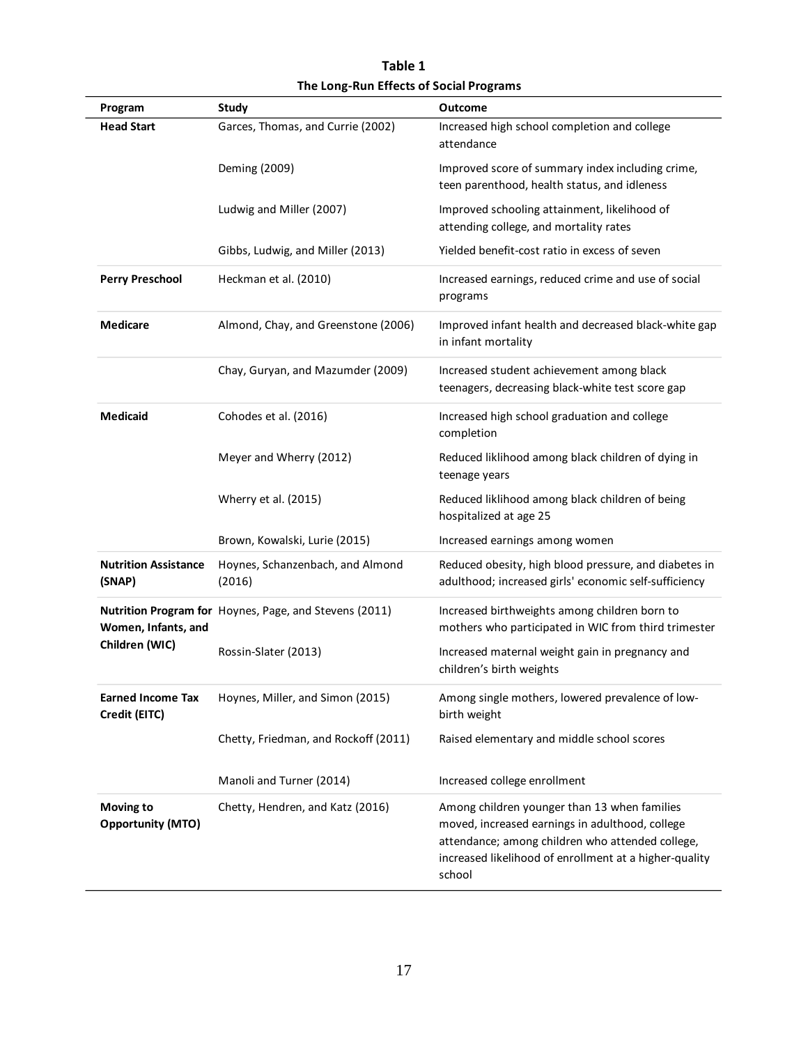**Table 1**
**The Long-Run Effects of Social Programs**

| Program | Study | Outcome |
|---|---|---|
| **Head Start** | Garces, Thomas, and Currie (2002) | Increased high school completion and college attendance |
| | Deming (2009) | Improved score of summary index including crime, teen parenthood, health status, and idleness |
| | Ludwig and Miller (2007) | Improved schooling attainment, likelihood of attending college, and mortality rates |
| | Gibbs, Ludwig, and Miller (2013) | Yielded benefit-cost ratio in excess of seven |
| **Perry Preschool** | Heckman et al. (2010) | Increased earnings, reduced crime and use of social programs |
| **Medicare** | Almond, Chay, and Greenstone (2006) | Improved infant health and decreased black-white gap in infant mortality |
| | Chay, Guryan, and Mazumder (2009) | Increased student achievement among black teenagers, decreasing black-white test score gap |
| **Medicaid** | Cohodes et al. (2016) | Increased high school graduation and college completion |
| | Meyer and Wherry (2012) | Reduced liklihood among black children of dying in teenage years |
| | Wherry et al. (2015) | Reduced liklihood among black children of being hospitalized at age 25 |
| | Brown, Kowalski, Lurie (2015) | Increased earnings among women |
| **Nutrition Assistance (SNAP)** | Hoynes, Schanzenbach, and Almond (2016) | Reduced obesity, high blood pressure, and diabetes in adulthood; increased girls' economic self-sufficiency |
| **Nutrition Program for Women, Infants, and Children (WIC)** | Hoynes, Page, and Stevens (2011) | Increased birthweights among children born to mothers who participated in WIC from third trimester |
| | Rossin-Slater (2013) | Increased maternal weight gain in pregnancy and children's birth weights |
| **Earned Income Tax Credit (EITC)** | Hoynes, Miller, and Simon (2015) | Among single mothers, lowered prevalence of low-birth weight |
| | Chetty, Friedman, and Rockoff (2011) | Raised elementary and middle school scores |
| | Manoli and Turner (2014) | Increased college enrollment |
| **Moving to Opportunity (MTO)** | Chetty, Hendren, and Katz (2016) | Among children younger than 13 when families moved, increased earnings in adulthood, college attendance; among children who attended college, increased likelihood of enrollment at a higher-quality school |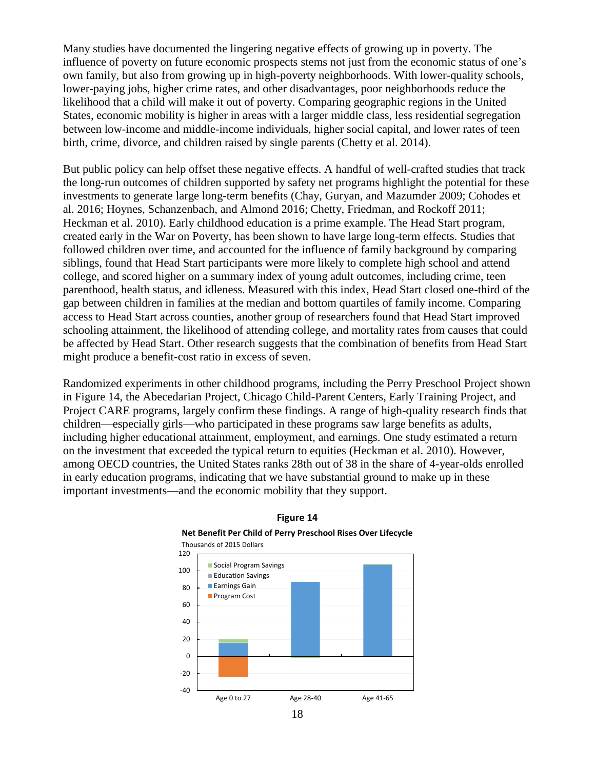Many studies have documented the lingering negative effects of growing up in poverty. The influence of poverty on future economic prospects stems not just from the economic status of one's own family, but also from growing up in high-poverty neighborhoods. With lower-quality schools, lower-paying jobs, higher crime rates, and other disadvantages, poor neighborhoods reduce the likelihood that a child will make it out of poverty. Comparing geographic regions in the United States, economic mobility is higher in areas with a larger middle class, less residential segregation between low-income and middle-income individuals, higher social capital, and lower rates of teen birth, crime, divorce, and children raised by single parents (Chetty et al. 2014).

But public policy can help offset these negative effects. A handful of well-crafted studies that track the long-run outcomes of children supported by safety net programs highlight the potential for these investments to generate large long-term benefits (Chay, Guryan, and Mazumder 2009; Cohodes et al. 2016; Hoynes, Schanzenbach, and Almond 2016; Chetty, Friedman, and Rockoff 2011; Heckman et al. 2010). Early childhood education is a prime example. The Head Start program, created early in the War on Poverty, has been shown to have large long-term effects. Studies that followed children over time, and accounted for the influence of family background by comparing siblings, found that Head Start participants were more likely to complete high school and attend college, and scored higher on a summary index of young adult outcomes, including crime, teen parenthood, health status, and idleness. Measured with this index, Head Start closed one-third of the gap between children in families at the median and bottom quartiles of family income. Comparing access to Head Start across counties, another group of researchers found that Head Start improved schooling attainment, the likelihood of attending college, and mortality rates from causes that could be affected by Head Start. Other research suggests that the combination of benefits from Head Start might produce a benefit-cost ratio in excess of seven.

Randomized experiments in other childhood programs, including the Perry Preschool Project shown in Figure 14, the Abecedarian Project, Chicago Child-Parent Centers, Early Training Project, and Project CARE programs, largely confirm these findings. A range of high-quality research finds that children—especially girls—who participated in these programs saw large benefits as adults, including higher educational attainment, employment, and earnings. One study estimated a return on the investment that exceeded the typical return to equities (Heckman et al. 2010). However, among OECD countries, the United States ranks 28th out of 38 in the share of 4-year-olds enrolled in early education programs, indicating that we have substantial ground to make up in these important investments—and the economic mobility that they support.

**Figure 14**

**Net Benefit Per Child of Perry Preschool Rises Over Lifecycle**

Thousands of 2015 Dollars

Legend: Social Program Savings; Education Savings; Earnings Gain; Program Cost

X-axis: Age 0 to 27; Age 28-40; Age 41-65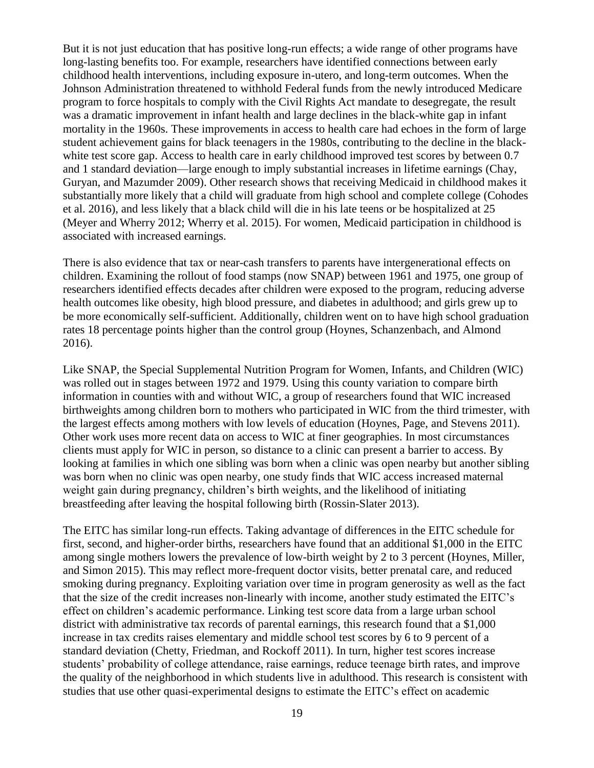But it is not just education that has positive long-run effects; a wide range of other programs have long-lasting benefits too. For example, researchers have identified connections between early childhood health interventions, including exposure in-utero, and long-term outcomes. When the Johnson Administration threatened to withhold Federal funds from the newly introduced Medicare program to force hospitals to comply with the Civil Rights Act mandate to desegregate, the result was a dramatic improvement in infant health and large declines in the black-white gap in infant mortality in the 1960s. These improvements in access to health care had echoes in the form of large student achievement gains for black teenagers in the 1980s, contributing to the decline in the black-white test score gap. Access to health care in early childhood improved test scores by between 0.7 and 1 standard deviation—large enough to imply substantial increases in lifetime earnings (Chay, Guryan, and Mazumder 2009). Other research shows that receiving Medicaid in childhood makes it substantially more likely that a child will graduate from high school and complete college (Cohodes et al. 2016), and less likely that a black child will die in his late teens or be hospitalized at 25 (Meyer and Wherry 2012; Wherry et al. 2015). For women, Medicaid participation in childhood is associated with increased earnings.

There is also evidence that tax or near-cash transfers to parents have intergenerational effects on children. Examining the rollout of food stamps (now SNAP) between 1961 and 1975, one group of researchers identified effects decades after children were exposed to the program, reducing adverse health outcomes like obesity, high blood pressure, and diabetes in adulthood; and girls grew up to be more economically self-sufficient. Additionally, children went on to have high school graduation rates 18 percentage points higher than the control group (Hoynes, Schanzenbach, and Almond 2016).

Like SNAP, the Special Supplemental Nutrition Program for Women, Infants, and Children (WIC) was rolled out in stages between 1972 and 1979. Using this county variation to compare birth information in counties with and without WIC, a group of researchers found that WIC increased birthweights among children born to mothers who participated in WIC from the third trimester, with the largest effects among mothers with low levels of education (Hoynes, Page, and Stevens 2011). Other work uses more recent data on access to WIC at finer geographies. In most circumstances clients must apply for WIC in person, so distance to a clinic can present a barrier to access. By looking at families in which one sibling was born when a clinic was open nearby but another sibling was born when no clinic was open nearby, one study finds that WIC access increased maternal weight gain during pregnancy, children's birth weights, and the likelihood of initiating breastfeeding after leaving the hospital following birth (Rossin-Slater 2013).

The EITC has similar long-run effects. Taking advantage of differences in the EITC schedule for first, second, and higher-order births, researchers have found that an additional $1,000 in the EITC among single mothers lowers the prevalence of low-birth weight by 2 to 3 percent (Hoynes, Miller, and Simon 2015). This may reflect more-frequent doctor visits, better prenatal care, and reduced smoking during pregnancy. Exploiting variation over time in program generosity as well as the fact that the size of the credit increases non-linearly with income, another study estimated the EITC's effect on children's academic performance. Linking test score data from a large urban school district with administrative tax records of parental earnings, this research found that a $1,000 increase in tax credits raises elementary and middle school test scores by 6 to 9 percent of a standard deviation (Chetty, Friedman, and Rockoff 2011). In turn, higher test scores increase students' probability of college attendance, raise earnings, reduce teenage birth rates, and improve the quality of the neighborhood in which students live in adulthood. This research is consistent with studies that use other quasi-experimental designs to estimate the EITC's effect on academic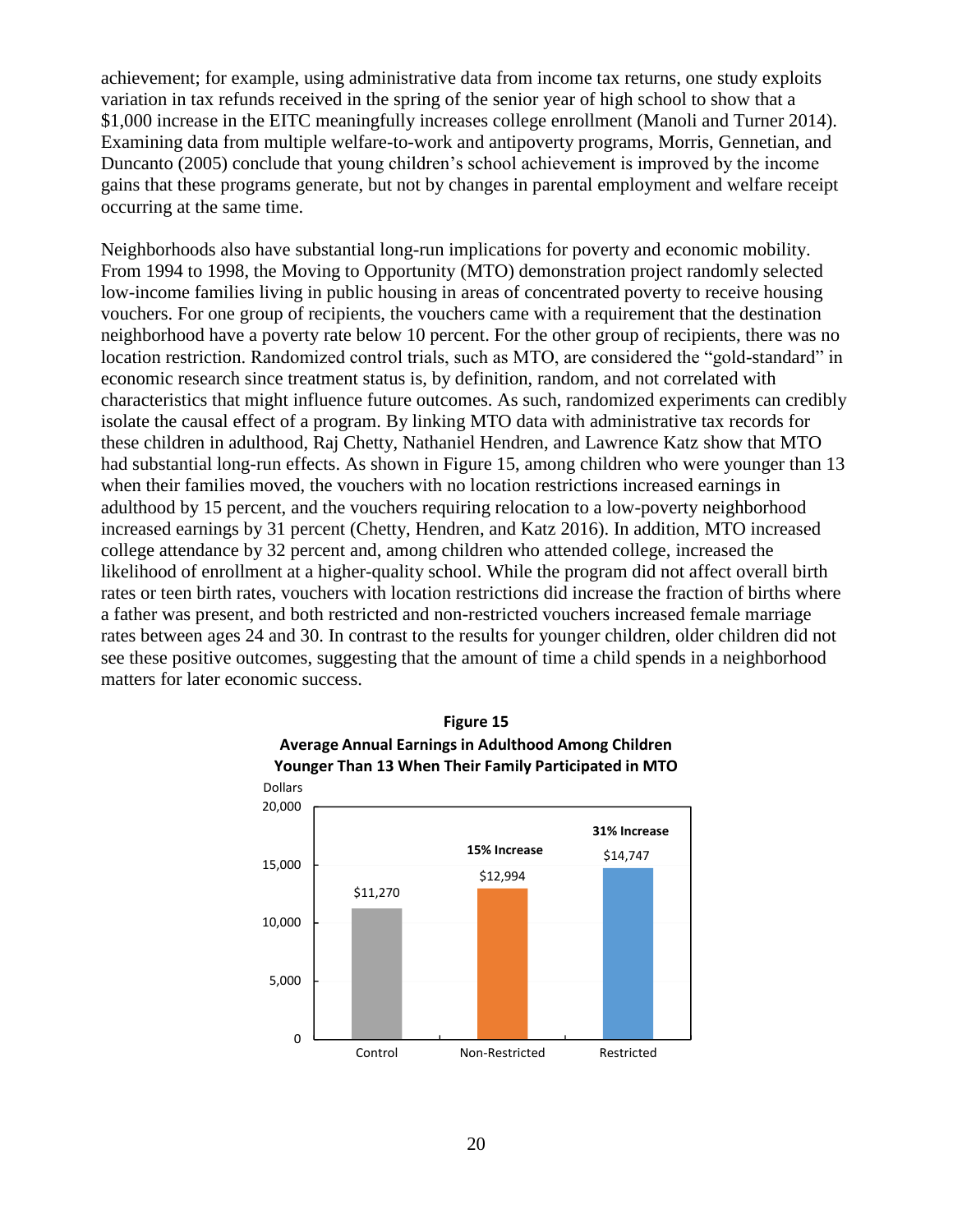achievement; for example, using administrative data from income tax returns, one study exploits variation in tax refunds received in the spring of the senior year of high school to show that a $1,000 increase in the EITC meaningfully increases college enrollment (Manoli and Turner 2014). Examining data from multiple welfare-to-work and antipoverty programs, Morris, Gennetian, and Duncanto (2005) conclude that young children's school achievement is improved by the income gains that these programs generate, but not by changes in parental employment and welfare receipt occurring at the same time.

Neighborhoods also have substantial long-run implications for poverty and economic mobility. From 1994 to 1998, the Moving to Opportunity (MTO) demonstration project randomly selected low-income families living in public housing in areas of concentrated poverty to receive housing vouchers. For one group of recipients, the vouchers came with a requirement that the destination neighborhood have a poverty rate below 10 percent. For the other group of recipients, there was no location restriction. Randomized control trials, such as MTO, are considered the "gold-standard" in economic research since treatment status is, by definition, random, and not correlated with characteristics that might influence future outcomes. As such, randomized experiments can credibly isolate the causal effect of a program. By linking MTO data with administrative tax records for these children in adulthood, Raj Chetty, Nathaniel Hendren, and Lawrence Katz show that MTO had substantial long-run effects. As shown in Figure 15, among children who were younger than 13 when their families moved, the vouchers with no location restrictions increased earnings in adulthood by 15 percent, and the vouchers requiring relocation to a low-poverty neighborhood increased earnings by 31 percent (Chetty, Hendren, and Katz 2016). In addition, MTO increased college attendance by 32 percent and, among children who attended college, increased the likelihood of enrollment at a higher-quality school. While the program did not affect overall birth rates or teen birth rates, vouchers with location restrictions did increase the fraction of births where a father was present, and both restricted and non-restricted vouchers increased female marriage rates between ages 24 and 30. In contrast to the results for younger children, older children did not see these positive outcomes, suggesting that the amount of time a child spends in a neighborhood matters for later economic success.

**Figure 15**
**Average Annual Earnings in Adulthood Among Children Younger Than 13 When Their Family Participated in MTO**

| Group | Dollars | Change |
| --- | --- | --- |
| Control | $11,270 | |
| Non-Restricted | $12,994 | 15% Increase |
| Restricted | $14,747 | 31% Increase |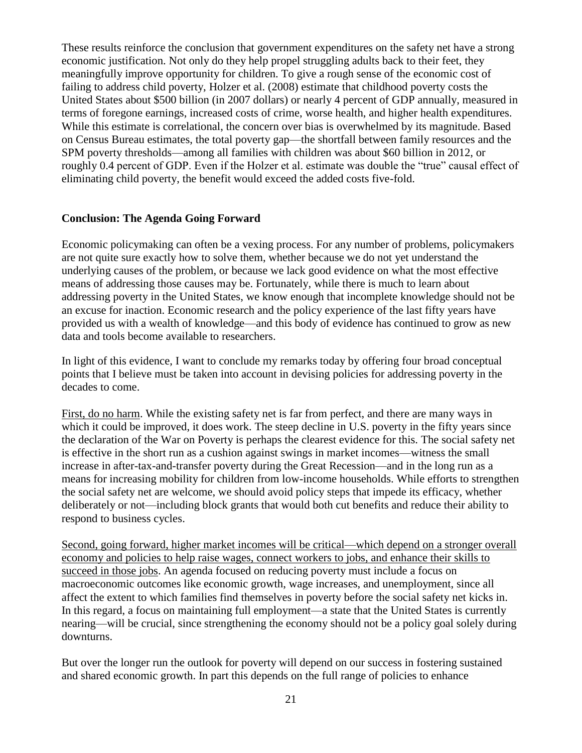These results reinforce the conclusion that government expenditures on the safety net have a strong economic justification. Not only do they help propel struggling adults back to their feet, they meaningfully improve opportunity for children. To give a rough sense of the economic cost of failing to address child poverty, Holzer et al. (2008) estimate that childhood poverty costs the United States about $500 billion (in 2007 dollars) or nearly 4 percent of GDP annually, measured in terms of foregone earnings, increased costs of crime, worse health, and higher health expenditures. While this estimate is correlational, the concern over bias is overwhelmed by its magnitude. Based on Census Bureau estimates, the total poverty gap—the shortfall between family resources and the SPM poverty thresholds—among all families with children was about $60 billion in 2012, or roughly 0.4 percent of GDP. Even if the Holzer et al. estimate was double the "true" causal effect of eliminating child poverty, the benefit would exceed the added costs five-fold.

## Conclusion: The Agenda Going Forward

Economic policymaking can often be a vexing process. For any number of problems, policymakers are not quite sure exactly how to solve them, whether because we do not yet understand the underlying causes of the problem, or because we lack good evidence on what the most effective means of addressing those causes may be. Fortunately, while there is much to learn about addressing poverty in the United States, we know enough that incomplete knowledge should not be an excuse for inaction. Economic research and the policy experience of the last fifty years have provided us with a wealth of knowledge—and this body of evidence has continued to grow as new data and tools become available to researchers.

In light of this evidence, I want to conclude my remarks today by offering four broad conceptual points that I believe must be taken into account in devising policies for addressing poverty in the decades to come.

<u>First, do no harm</u>. While the existing safety net is far from perfect, and there are many ways in which it could be improved, it does work. The steep decline in U.S. poverty in the fifty years since the declaration of the War on Poverty is perhaps the clearest evidence for this. The social safety net is effective in the short run as a cushion against swings in market incomes—witness the small increase in after-tax-and-transfer poverty during the Great Recession—and in the long run as a means for increasing mobility for children from low-income households. While efforts to strengthen the social safety net are welcome, we should avoid policy steps that impede its efficacy, whether deliberately or not—including block grants that would both cut benefits and reduce their ability to respond to business cycles.

<u>Second, going forward, higher market incomes will be critical—which depend on a stronger overall economy and policies to help raise wages, connect workers to jobs, and enhance their skills to succeed in those jobs</u>. An agenda focused on reducing poverty must include a focus on macroeconomic outcomes like economic growth, wage increases, and unemployment, since all affect the extent to which families find themselves in poverty before the social safety net kicks in. In this regard, a focus on maintaining full employment—a state that the United States is currently nearing—will be crucial, since strengthening the economy should not be a policy goal solely during downturns.

But over the longer run the outlook for poverty will depend on our success in fostering sustained and shared economic growth. In part this depends on the full range of policies to enhance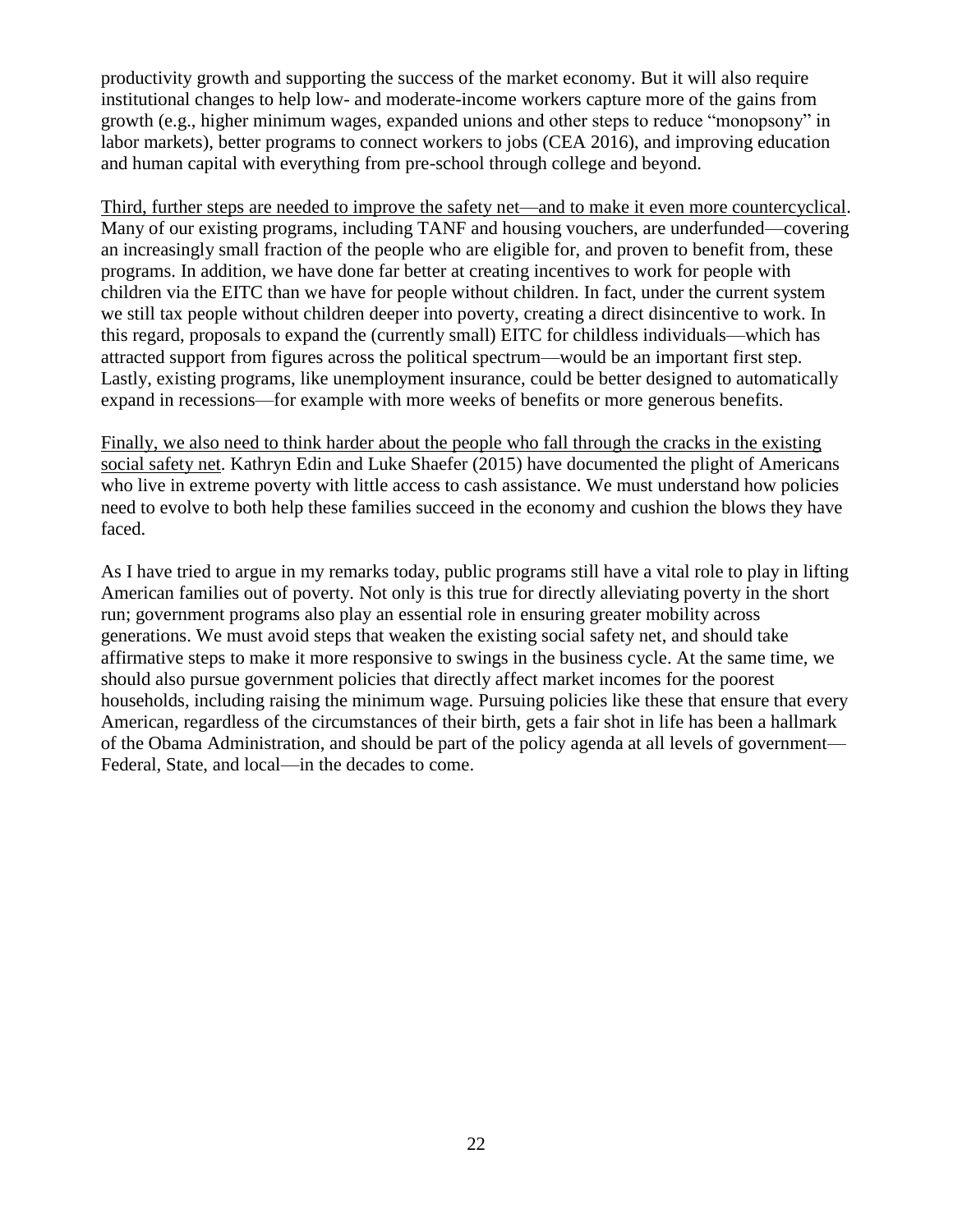productivity growth and supporting the success of the market economy. But it will also require institutional changes to help low- and moderate-income workers capture more of the gains from growth (e.g., higher minimum wages, expanded unions and other steps to reduce "monopsony" in labor markets), better programs to connect workers to jobs (CEA 2016), and improving education and human capital with everything from pre-school through college and beyond.

<u>Third, further steps are needed to improve the safety net—and to make it even more countercyclical</u>. Many of our existing programs, including TANF and housing vouchers, are underfunded—covering an increasingly small fraction of the people who are eligible for, and proven to benefit from, these programs. In addition, we have done far better at creating incentives to work for people with children via the EITC than we have for people without children. In fact, under the current system we still tax people without children deeper into poverty, creating a direct disincentive to work. In this regard, proposals to expand the (currently small) EITC for childless individuals—which has attracted support from figures across the political spectrum—would be an important first step. Lastly, existing programs, like unemployment insurance, could be better designed to automatically expand in recessions—for example with more weeks of benefits or more generous benefits.

<u>Finally, we also need to think harder about the people who fall through the cracks in the existing social safety net</u>. Kathryn Edin and Luke Shaefer (2015) have documented the plight of Americans who live in extreme poverty with little access to cash assistance. We must understand how policies need to evolve to both help these families succeed in the economy and cushion the blows they have faced.

As I have tried to argue in my remarks today, public programs still have a vital role to play in lifting American families out of poverty. Not only is this true for directly alleviating poverty in the short run; government programs also play an essential role in ensuring greater mobility across generations. We must avoid steps that weaken the existing social safety net, and should take affirmative steps to make it more responsive to swings in the business cycle. At the same time, we should also pursue government policies that directly affect market incomes for the poorest households, including raising the minimum wage. Pursuing policies like these that ensure that every American, regardless of the circumstances of their birth, gets a fair shot in life has been a hallmark of the Obama Administration, and should be part of the policy agenda at all levels of government—Federal, State, and local—in the decades to come.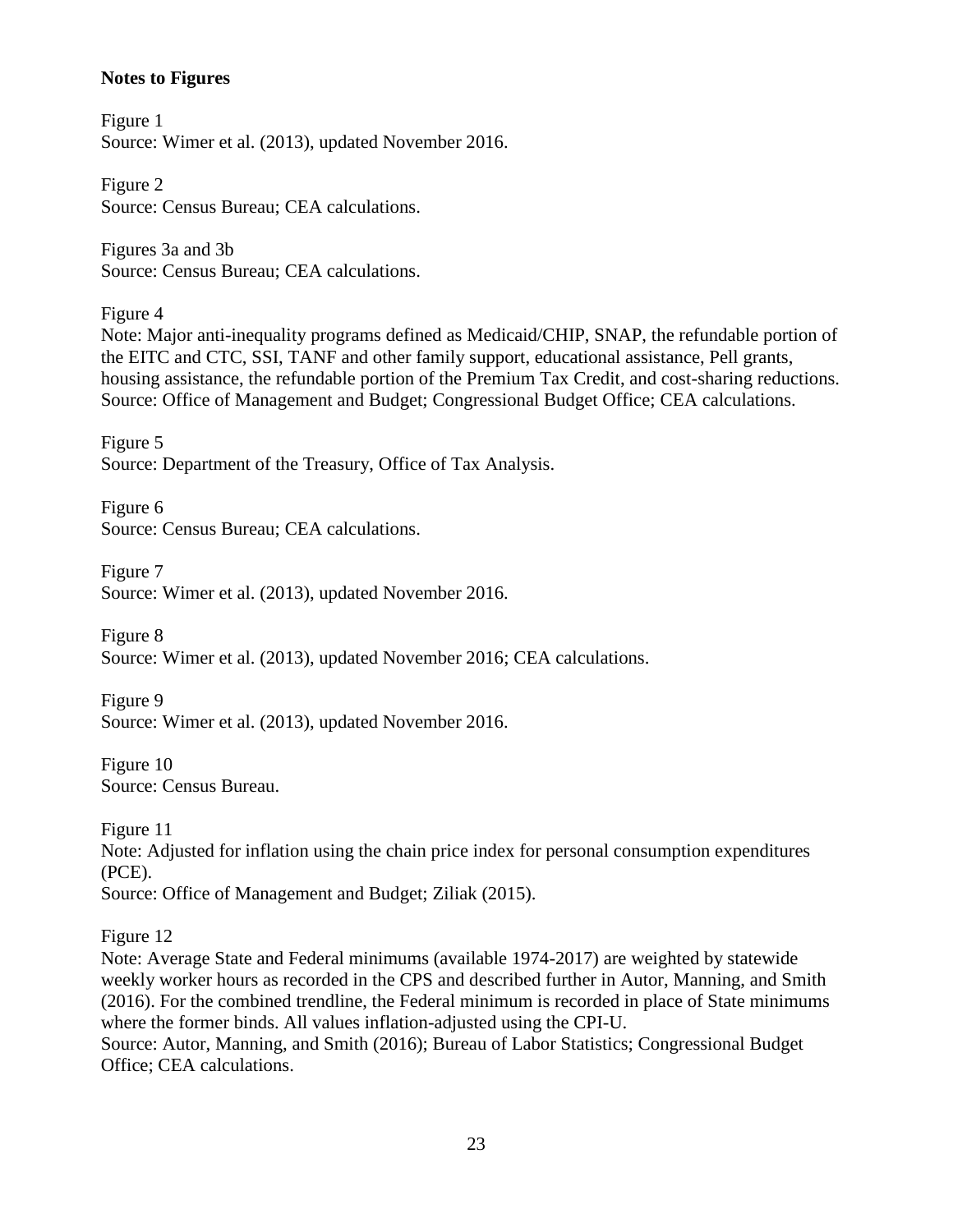**Notes to Figures**

Figure 1
Source: Wimer et al. (2013), updated November 2016.

Figure 2
Source: Census Bureau; CEA calculations.

Figures 3a and 3b
Source: Census Bureau; CEA calculations.

Figure 4
Note: Major anti-inequality programs defined as Medicaid/CHIP, SNAP, the refundable portion of the EITC and CTC, SSI, TANF and other family support, educational assistance, Pell grants, housing assistance, the refundable portion of the Premium Tax Credit, and cost-sharing reductions.
Source: Office of Management and Budget; Congressional Budget Office; CEA calculations.

Figure 5
Source: Department of the Treasury, Office of Tax Analysis.

Figure 6
Source: Census Bureau; CEA calculations.

Figure 7
Source: Wimer et al. (2013), updated November 2016.

Figure 8
Source: Wimer et al. (2013), updated November 2016; CEA calculations.

Figure 9
Source: Wimer et al. (2013), updated November 2016.

Figure 10
Source: Census Bureau.

Figure 11
Note: Adjusted for inflation using the chain price index for personal consumption expenditures (PCE).
Source: Office of Management and Budget; Ziliak (2015).

Figure 12
Note: Average State and Federal minimums (available 1974-2017) are weighted by statewide weekly worker hours as recorded in the CPS and described further in Autor, Manning, and Smith (2016). For the combined trendline, the Federal minimum is recorded in place of State minimums where the former binds. All values inflation-adjusted using the CPI-U.
Source: Autor, Manning, and Smith (2016); Bureau of Labor Statistics; Congressional Budget Office; CEA calculations.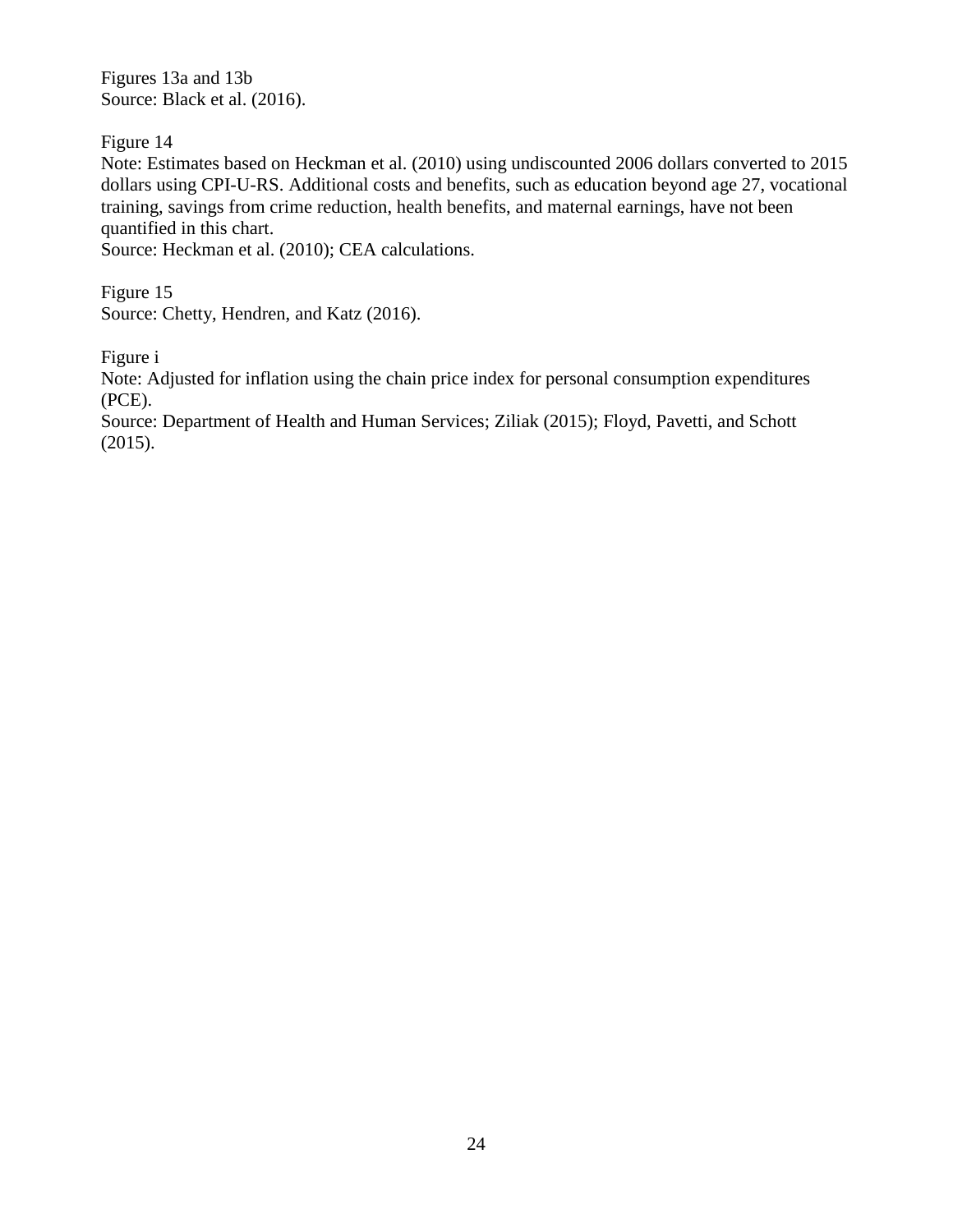Figures 13a and 13b
Source: Black et al. (2016).

Figure 14
Note: Estimates based on Heckman et al. (2010) using undiscounted 2006 dollars converted to 2015 dollars using CPI-U-RS. Additional costs and benefits, such as education beyond age 27, vocational training, savings from crime reduction, health benefits, and maternal earnings, have not been quantified in this chart.
Source: Heckman et al. (2010); CEA calculations.

Figure 15
Source: Chetty, Hendren, and Katz (2016).

Figure i
Note: Adjusted for inflation using the chain price index for personal consumption expenditures (PCE).
Source: Department of Health and Human Services; Ziliak (2015); Floyd, Pavetti, and Schott (2015).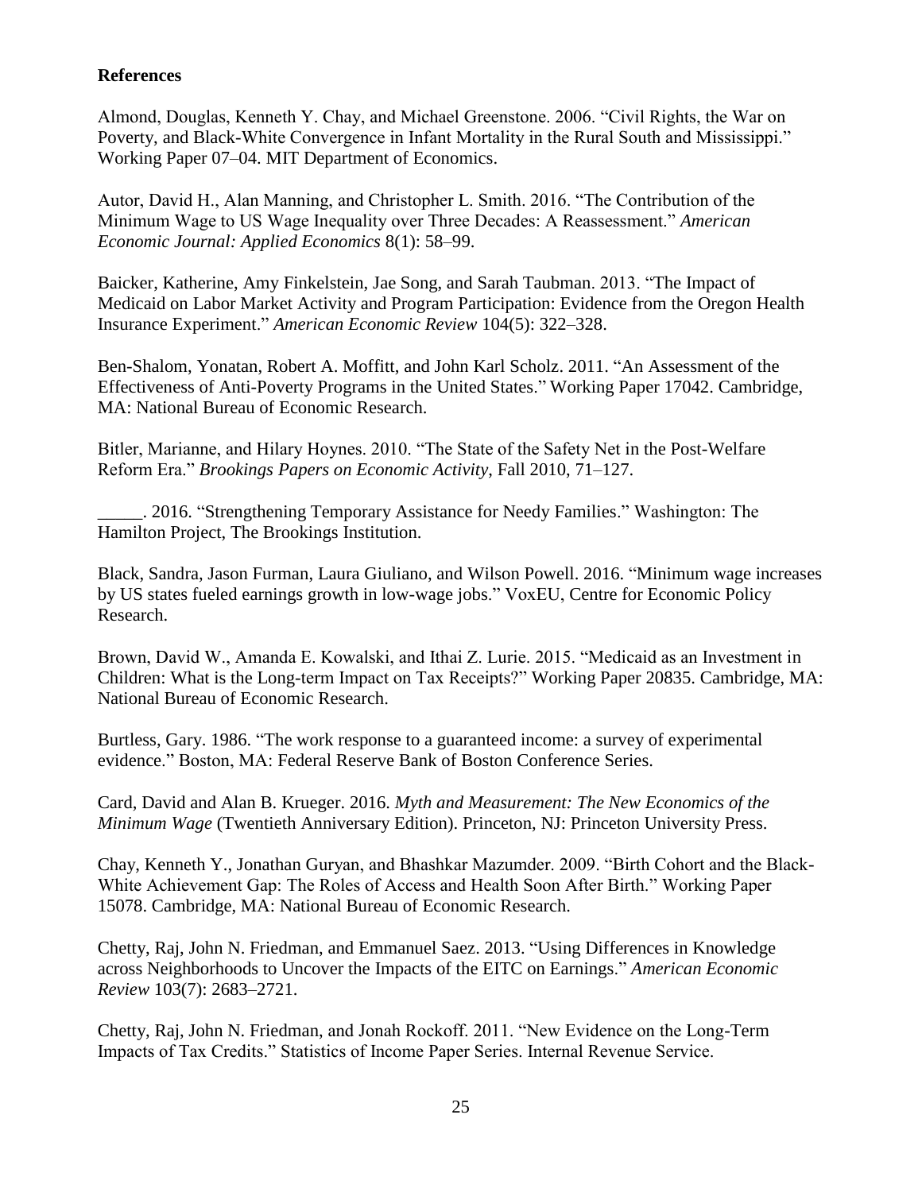**References**

Almond, Douglas, Kenneth Y. Chay, and Michael Greenstone. 2006. "Civil Rights, the War on Poverty, and Black-White Convergence in Infant Mortality in the Rural South and Mississippi." Working Paper 07–04. MIT Department of Economics.

Autor, David H., Alan Manning, and Christopher L. Smith. 2016. "The Contribution of the Minimum Wage to US Wage Inequality over Three Decades: A Reassessment." *American Economic Journal: Applied Economics* 8(1): 58–99.

Baicker, Katherine, Amy Finkelstein, Jae Song, and Sarah Taubman. 2013. "The Impact of Medicaid on Labor Market Activity and Program Participation: Evidence from the Oregon Health Insurance Experiment." *American Economic Review* 104(5): 322–328.

Ben-Shalom, Yonatan, Robert A. Moffitt, and John Karl Scholz. 2011. "An Assessment of the Effectiveness of Anti-Poverty Programs in the United States." Working Paper 17042. Cambridge, MA: National Bureau of Economic Research.

Bitler, Marianne, and Hilary Hoynes. 2010. "The State of the Safety Net in the Post-Welfare Reform Era." *Brookings Papers on Economic Activity*, Fall 2010, 71–127.

_____. 2016. "Strengthening Temporary Assistance for Needy Families." Washington: The Hamilton Project, The Brookings Institution.

Black, Sandra, Jason Furman, Laura Giuliano, and Wilson Powell. 2016. "Minimum wage increases by US states fueled earnings growth in low-wage jobs." VoxEU, Centre for Economic Policy Research.

Brown, David W., Amanda E. Kowalski, and Ithai Z. Lurie. 2015. "Medicaid as an Investment in Children: What is the Long-term Impact on Tax Receipts?" Working Paper 20835. Cambridge, MA: National Bureau of Economic Research.

Burtless, Gary. 1986. "The work response to a guaranteed income: a survey of experimental evidence." Boston, MA: Federal Reserve Bank of Boston Conference Series.

Card, David and Alan B. Krueger. 2016. *Myth and Measurement: The New Economics of the Minimum Wage* (Twentieth Anniversary Edition). Princeton, NJ: Princeton University Press.

Chay, Kenneth Y., Jonathan Guryan, and Bhashkar Mazumder. 2009. "Birth Cohort and the Black-White Achievement Gap: The Roles of Access and Health Soon After Birth." Working Paper 15078. Cambridge, MA: National Bureau of Economic Research.

Chetty, Raj, John N. Friedman, and Emmanuel Saez. 2013. "Using Differences in Knowledge across Neighborhoods to Uncover the Impacts of the EITC on Earnings." *American Economic Review* 103(7): 2683–2721.

Chetty, Raj, John N. Friedman, and Jonah Rockoff. 2011. "New Evidence on the Long-Term Impacts of Tax Credits." Statistics of Income Paper Series. Internal Revenue Service.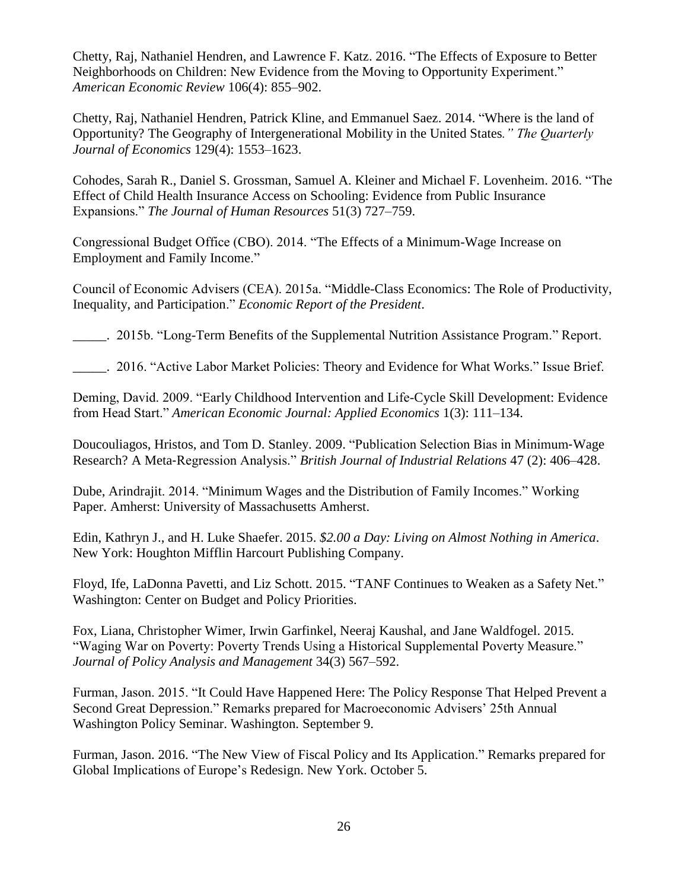Chetty, Raj, Nathaniel Hendren, and Lawrence F. Katz. 2016. "The Effects of Exposure to Better Neighborhoods on Children: New Evidence from the Moving to Opportunity Experiment." *American Economic Review* 106(4): 855–902.

Chetty, Raj, Nathaniel Hendren, Patrick Kline, and Emmanuel Saez. 2014. "Where is the land of Opportunity? The Geography of Intergenerational Mobility in the United States*." The Quarterly Journal of Economics* 129(4): 1553–1623.

Cohodes, Sarah R., Daniel S. Grossman, Samuel A. Kleiner and Michael F. Lovenheim. 2016. "The Effect of Child Health Insurance Access on Schooling: Evidence from Public Insurance Expansions." *The Journal of Human Resources* 51(3) 727–759.

Congressional Budget Office (CBO). 2014. "The Effects of a Minimum-Wage Increase on Employment and Family Income."

Council of Economic Advisers (CEA). 2015a. "Middle-Class Economics: The Role of Productivity, Inequality, and Participation." *Economic Report of the President*.

_____. 2015b. "Long-Term Benefits of the Supplemental Nutrition Assistance Program." Report.

_____. 2016. "Active Labor Market Policies: Theory and Evidence for What Works." Issue Brief.

Deming, David. 2009. "Early Childhood Intervention and Life-Cycle Skill Development: Evidence from Head Start." *American Economic Journal: Applied Economics* 1(3): 111–134.

Doucouliagos, Hristos, and Tom D. Stanley. 2009. "Publication Selection Bias in Minimum-Wage Research? A Meta-Regression Analysis." *British Journal of Industrial Relations* 47 (2): 406–428.

Dube, Arindrajit. 2014. "Minimum Wages and the Distribution of Family Incomes." Working Paper. Amherst: University of Massachusetts Amherst.

Edin, Kathryn J., and H. Luke Shaefer. 2015. *$2.00 a Day: Living on Almost Nothing in America*. New York: Houghton Mifflin Harcourt Publishing Company.

Floyd, Ife, LaDonna Pavetti, and Liz Schott. 2015. "TANF Continues to Weaken as a Safety Net." Washington: Center on Budget and Policy Priorities.

Fox, Liana, Christopher Wimer, Irwin Garfinkel, Neeraj Kaushal, and Jane Waldfogel. 2015. "Waging War on Poverty: Poverty Trends Using a Historical Supplemental Poverty Measure." *Journal of Policy Analysis and Management* 34(3) 567–592.

Furman, Jason. 2015. "It Could Have Happened Here: The Policy Response That Helped Prevent a Second Great Depression." Remarks prepared for Macroeconomic Advisers' 25th Annual Washington Policy Seminar. Washington. September 9.

Furman, Jason. 2016. "The New View of Fiscal Policy and Its Application." Remarks prepared for Global Implications of Europe's Redesign. New York. October 5.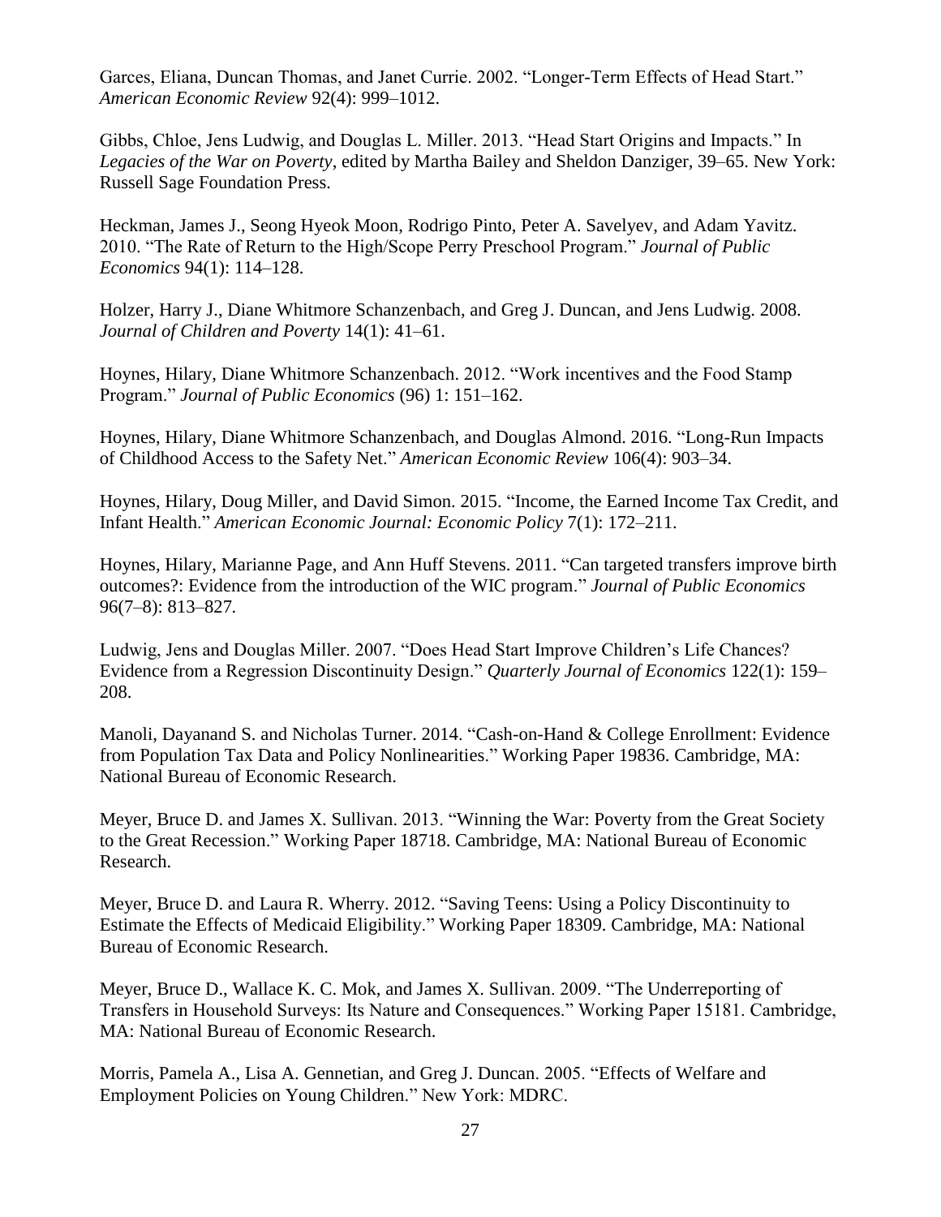Garces, Eliana, Duncan Thomas, and Janet Currie. 2002. "Longer-Term Effects of Head Start." *American Economic Review* 92(4): 999–1012.

Gibbs, Chloe, Jens Ludwig, and Douglas L. Miller. 2013. "Head Start Origins and Impacts." In *Legacies of the War on Poverty*, edited by Martha Bailey and Sheldon Danziger, 39–65. New York: Russell Sage Foundation Press.

Heckman, James J., Seong Hyeok Moon, Rodrigo Pinto, Peter A. Savelyev, and Adam Yavitz. 2010. "The Rate of Return to the High/Scope Perry Preschool Program." *Journal of Public Economics* 94(1): 114–128.

Holzer, Harry J., Diane Whitmore Schanzenbach, and Greg J. Duncan, and Jens Ludwig. 2008. *Journal of Children and Poverty* 14(1): 41–61.

Hoynes, Hilary, Diane Whitmore Schanzenbach. 2012. "Work incentives and the Food Stamp Program." *Journal of Public Economics* (96) 1: 151–162.

Hoynes, Hilary, Diane Whitmore Schanzenbach, and Douglas Almond. 2016. "Long-Run Impacts of Childhood Access to the Safety Net." *American Economic Review* 106(4): 903–34.

Hoynes, Hilary, Doug Miller, and David Simon. 2015. "Income, the Earned Income Tax Credit, and Infant Health." *American Economic Journal: Economic Policy* 7(1): 172–211.

Hoynes, Hilary, Marianne Page, and Ann Huff Stevens. 2011. "Can targeted transfers improve birth outcomes?: Evidence from the introduction of the WIC program." *Journal of Public Economics* 96(7–8): 813–827.

Ludwig, Jens and Douglas Miller. 2007. "Does Head Start Improve Children's Life Chances? Evidence from a Regression Discontinuity Design." *Quarterly Journal of Economics* 122(1): 159–208.

Manoli, Dayanand S. and Nicholas Turner. 2014. "Cash-on-Hand & College Enrollment: Evidence from Population Tax Data and Policy Nonlinearities." Working Paper 19836. Cambridge, MA: National Bureau of Economic Research.

Meyer, Bruce D. and James X. Sullivan. 2013. "Winning the War: Poverty from the Great Society to the Great Recession." Working Paper 18718. Cambridge, MA: National Bureau of Economic Research.

Meyer, Bruce D. and Laura R. Wherry. 2012. "Saving Teens: Using a Policy Discontinuity to Estimate the Effects of Medicaid Eligibility." Working Paper 18309. Cambridge, MA: National Bureau of Economic Research.

Meyer, Bruce D., Wallace K. C. Mok, and James X. Sullivan. 2009. "The Underreporting of Transfers in Household Surveys: Its Nature and Consequences." Working Paper 15181. Cambridge, MA: National Bureau of Economic Research.

Morris, Pamela A., Lisa A. Gennetian, and Greg J. Duncan. 2005. "Effects of Welfare and Employment Policies on Young Children." New York: MDRC.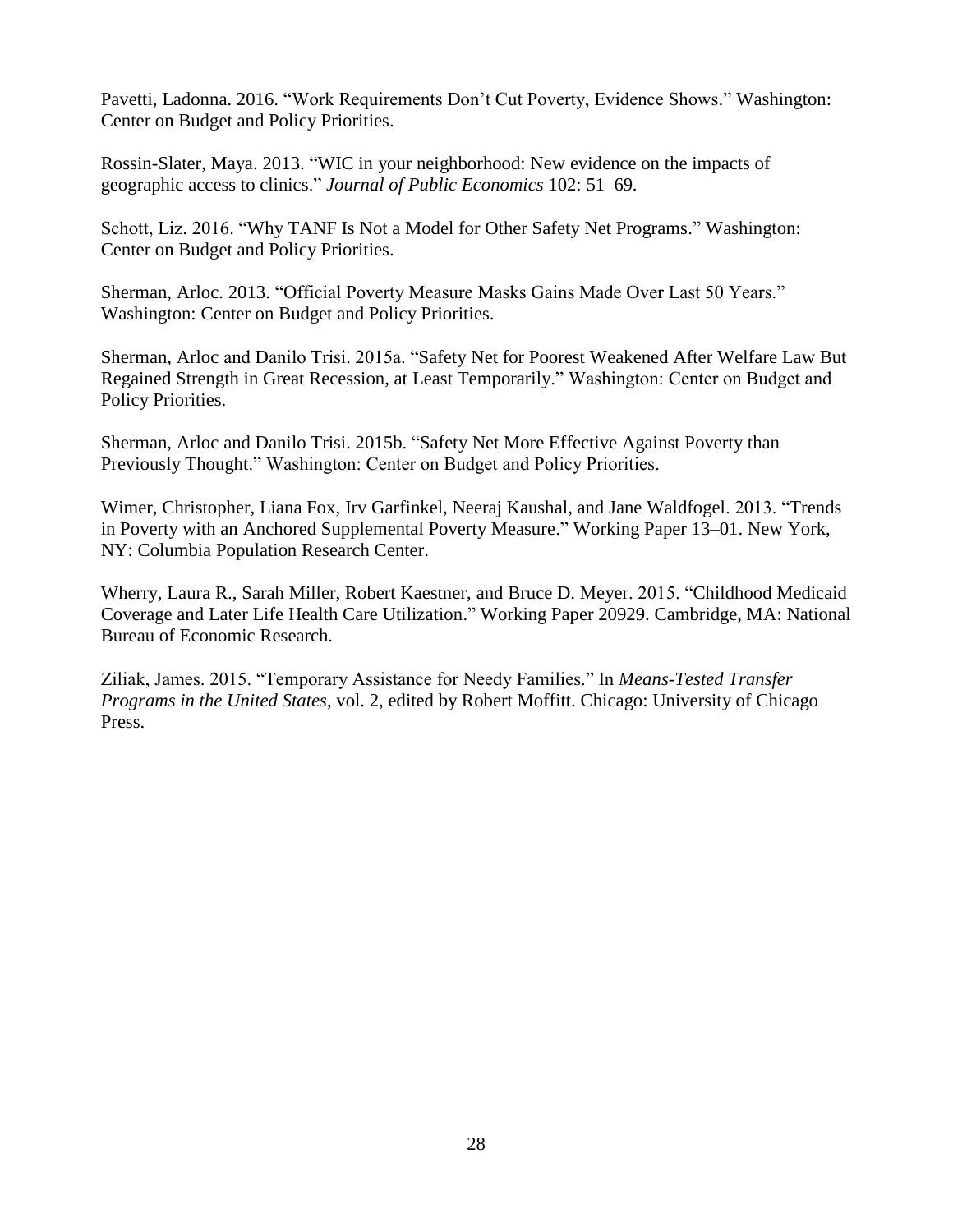Pavetti, Ladonna. 2016. "Work Requirements Don't Cut Poverty, Evidence Shows." Washington: Center on Budget and Policy Priorities.

Rossin-Slater, Maya. 2013. "WIC in your neighborhood: New evidence on the impacts of geographic access to clinics." *Journal of Public Economics* 102: 51–69.

Schott, Liz. 2016. "Why TANF Is Not a Model for Other Safety Net Programs." Washington: Center on Budget and Policy Priorities.

Sherman, Arloc. 2013. "Official Poverty Measure Masks Gains Made Over Last 50 Years." Washington: Center on Budget and Policy Priorities.

Sherman, Arloc and Danilo Trisi. 2015a. "Safety Net for Poorest Weakened After Welfare Law But Regained Strength in Great Recession, at Least Temporarily." Washington: Center on Budget and Policy Priorities.

Sherman, Arloc and Danilo Trisi. 2015b. "Safety Net More Effective Against Poverty than Previously Thought." Washington: Center on Budget and Policy Priorities.

Wimer, Christopher, Liana Fox, Irv Garfinkel, Neeraj Kaushal, and Jane Waldfogel. 2013. "Trends in Poverty with an Anchored Supplemental Poverty Measure." Working Paper 13–01. New York, NY: Columbia Population Research Center.

Wherry, Laura R., Sarah Miller, Robert Kaestner, and Bruce D. Meyer. 2015. "Childhood Medicaid Coverage and Later Life Health Care Utilization." Working Paper 20929. Cambridge, MA: National Bureau of Economic Research.

Ziliak, James. 2015. "Temporary Assistance for Needy Families." In *Means-Tested Transfer Programs in the United States*, vol. 2, edited by Robert Moffitt. Chicago: University of Chicago Press.